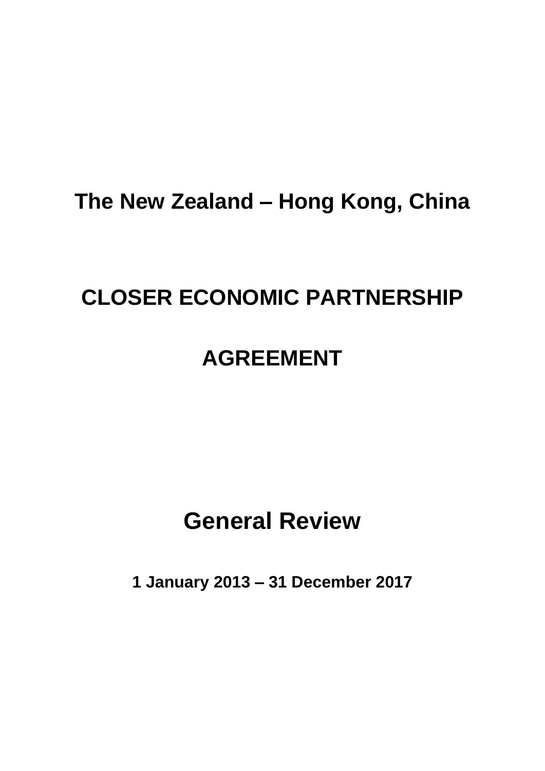# The New Zealand – Hong Kong, China

# CLOSER ECONOMIC PARTNERSHIP

# AGREEMENT

## General Review

**1 January 2013 – 31 December 2017**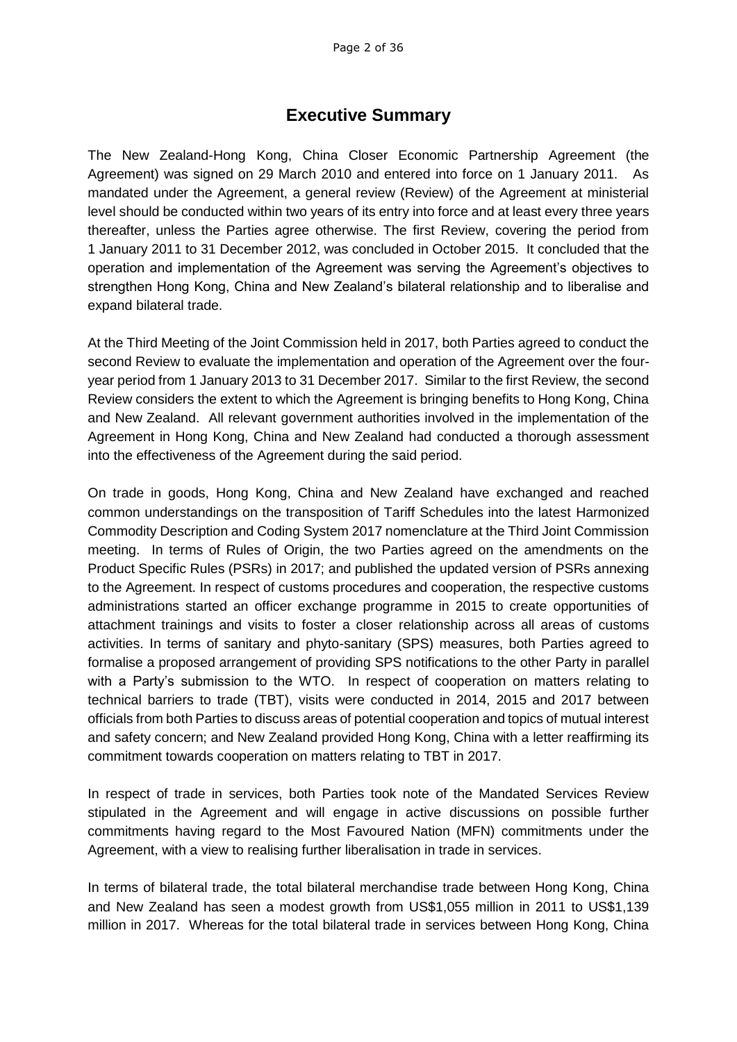# Executive Summary

The New Zealand-Hong Kong, China Closer Economic Partnership Agreement (the Agreement) was signed on 29 March 2010 and entered into force on 1 January 2011. As mandated under the Agreement, a general review (Review) of the Agreement at ministerial level should be conducted within two years of its entry into force and at least every three years thereafter, unless the Parties agree otherwise. The first Review, covering the period from 1 January 2011 to 31 December 2012, was concluded in October 2015. It concluded that the operation and implementation of the Agreement was serving the Agreement's objectives to strengthen Hong Kong, China and New Zealand's bilateral relationship and to liberalise and expand bilateral trade.

At the Third Meeting of the Joint Commission held in 2017, both Parties agreed to conduct the second Review to evaluate the implementation and operation of the Agreement over the four-year period from 1 January 2013 to 31 December 2017. Similar to the first Review, the second Review considers the extent to which the Agreement is bringing benefits to Hong Kong, China and New Zealand. All relevant government authorities involved in the implementation of the Agreement in Hong Kong, China and New Zealand had conducted a thorough assessment into the effectiveness of the Agreement during the said period.

On trade in goods, Hong Kong, China and New Zealand have exchanged and reached common understandings on the transposition of Tariff Schedules into the latest Harmonized Commodity Description and Coding System 2017 nomenclature at the Third Joint Commission meeting. In terms of Rules of Origin, the two Parties agreed on the amendments on the Product Specific Rules (PSRs) in 2017; and published the updated version of PSRs annexing to the Agreement. In respect of customs procedures and cooperation, the respective customs administrations started an officer exchange programme in 2015 to create opportunities of attachment trainings and visits to foster a closer relationship across all areas of customs activities. In terms of sanitary and phyto-sanitary (SPS) measures, both Parties agreed to formalise a proposed arrangement of providing SPS notifications to the other Party in parallel with a Party's submission to the WTO. In respect of cooperation on matters relating to technical barriers to trade (TBT), visits were conducted in 2014, 2015 and 2017 between officials from both Parties to discuss areas of potential cooperation and topics of mutual interest and safety concern; and New Zealand provided Hong Kong, China with a letter reaffirming its commitment towards cooperation on matters relating to TBT in 2017.

In respect of trade in services, both Parties took note of the Mandated Services Review stipulated in the Agreement and will engage in active discussions on possible further commitments having regard to the Most Favoured Nation (MFN) commitments under the Agreement, with a view to realising further liberalisation in trade in services.

In terms of bilateral trade, the total bilateral merchandise trade between Hong Kong, China and New Zealand has seen a modest growth from US$1,055 million in 2011 to US$1,139 million in 2017. Whereas for the total bilateral trade in services between Hong Kong, China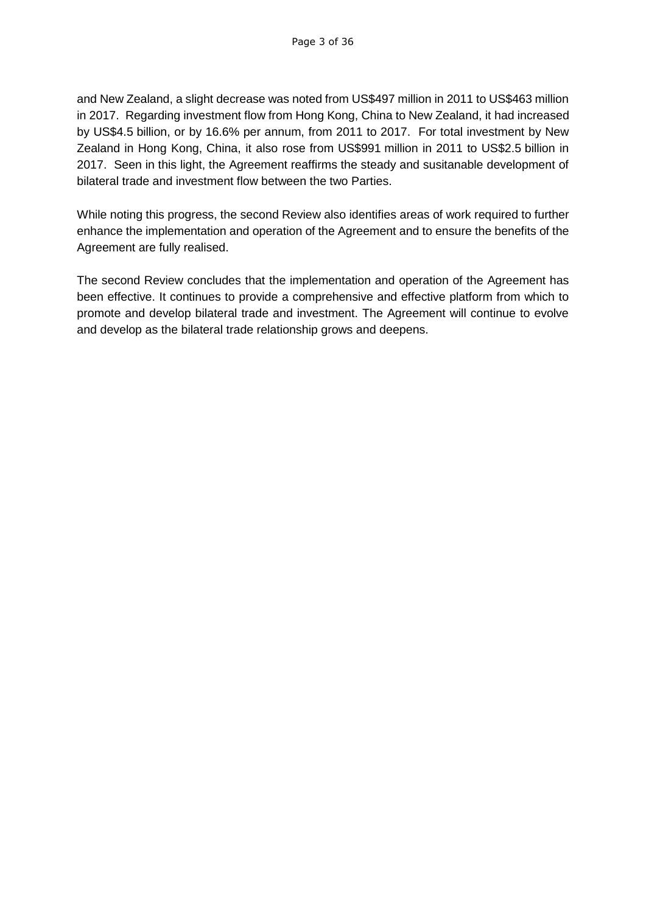and New Zealand, a slight decrease was noted from US$497 million in 2011 to US$463 million in 2017. Regarding investment flow from Hong Kong, China to New Zealand, it had increased by US$4.5 billion, or by 16.6% per annum, from 2011 to 2017. For total investment by New Zealand in Hong Kong, China, it also rose from US$991 million in 2011 to US$2.5 billion in 2017. Seen in this light, the Agreement reaffirms the steady and susitanable development of bilateral trade and investment flow between the two Parties.

While noting this progress, the second Review also identifies areas of work required to further enhance the implementation and operation of the Agreement and to ensure the benefits of the Agreement are fully realised.

The second Review concludes that the implementation and operation of the Agreement has been effective. It continues to provide a comprehensive and effective platform from which to promote and develop bilateral trade and investment. The Agreement will continue to evolve and develop as the bilateral trade relationship grows and deepens.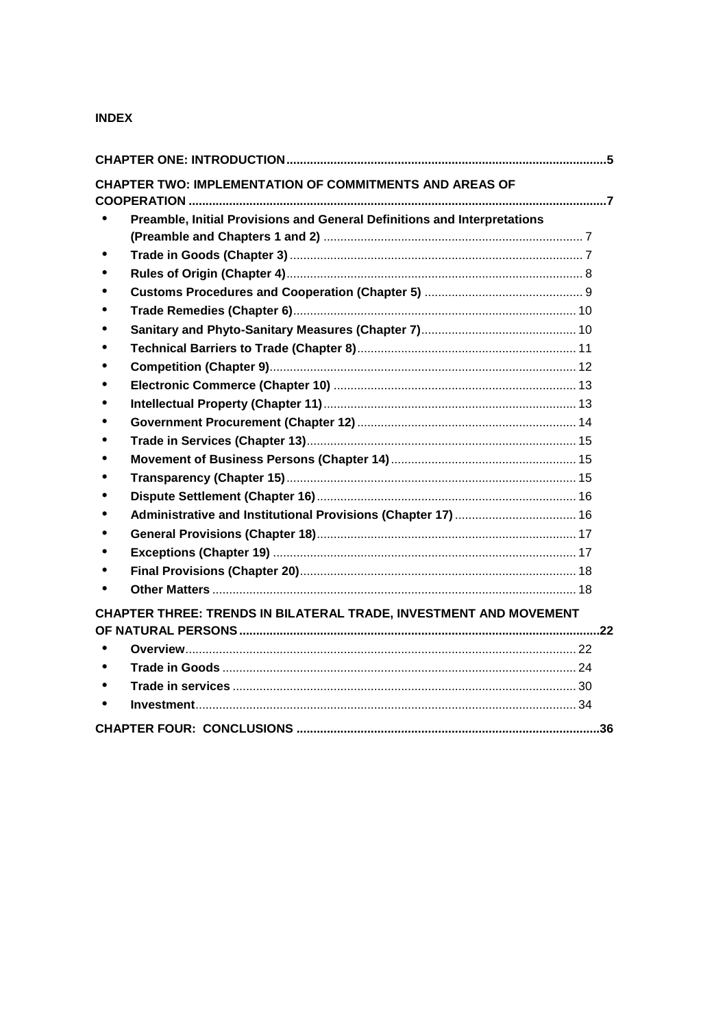**INDEX**

**CHAPTER ONE: INTRODUCTION** .......... **5**

**CHAPTER TWO: IMPLEMENTATION OF COMMITMENTS AND AREAS OF COOPERATION** .......... **7**

- **Preamble, Initial Provisions and General Definitions and Interpretations (Preamble and Chapters 1 and 2)** .......... 7
- **Trade in Goods (Chapter 3)** .......... 7
- **Rules of Origin (Chapter 4)** .......... 8
- **Customs Procedures and Cooperation (Chapter 5)** .......... 9
- **Trade Remedies (Chapter 6)** .......... 10
- **Sanitary and Phyto-Sanitary Measures (Chapter 7)** .......... 10
- **Technical Barriers to Trade (Chapter 8)** .......... 11
- **Competition (Chapter 9)** .......... 12
- **Electronic Commerce (Chapter 10)** .......... 13
- **Intellectual Property (Chapter 11)** .......... 13
- **Government Procurement (Chapter 12)** .......... 14
- **Trade in Services (Chapter 13)** .......... 15
- **Movement of Business Persons (Chapter 14)** .......... 15
- **Transparency (Chapter 15)** .......... 15
- **Dispute Settlement (Chapter 16)** .......... 16
- **Administrative and Institutional Provisions (Chapter 17)** .......... 16
- **General Provisions (Chapter 18)** .......... 17
- **Exceptions (Chapter 19)** .......... 17
- **Final Provisions (Chapter 20)** .......... 18
- **Other Matters** .......... 18

**CHAPTER THREE: TRENDS IN BILATERAL TRADE, INVESTMENT AND MOVEMENT OF NATURAL PERSONS** .......... **22**

- **Overview** .......... 22
- **Trade in Goods** .......... 24
- **Trade in services** .......... 30
- **Investment** .......... 34

**CHAPTER FOUR: CONCLUSIONS** .......... **36**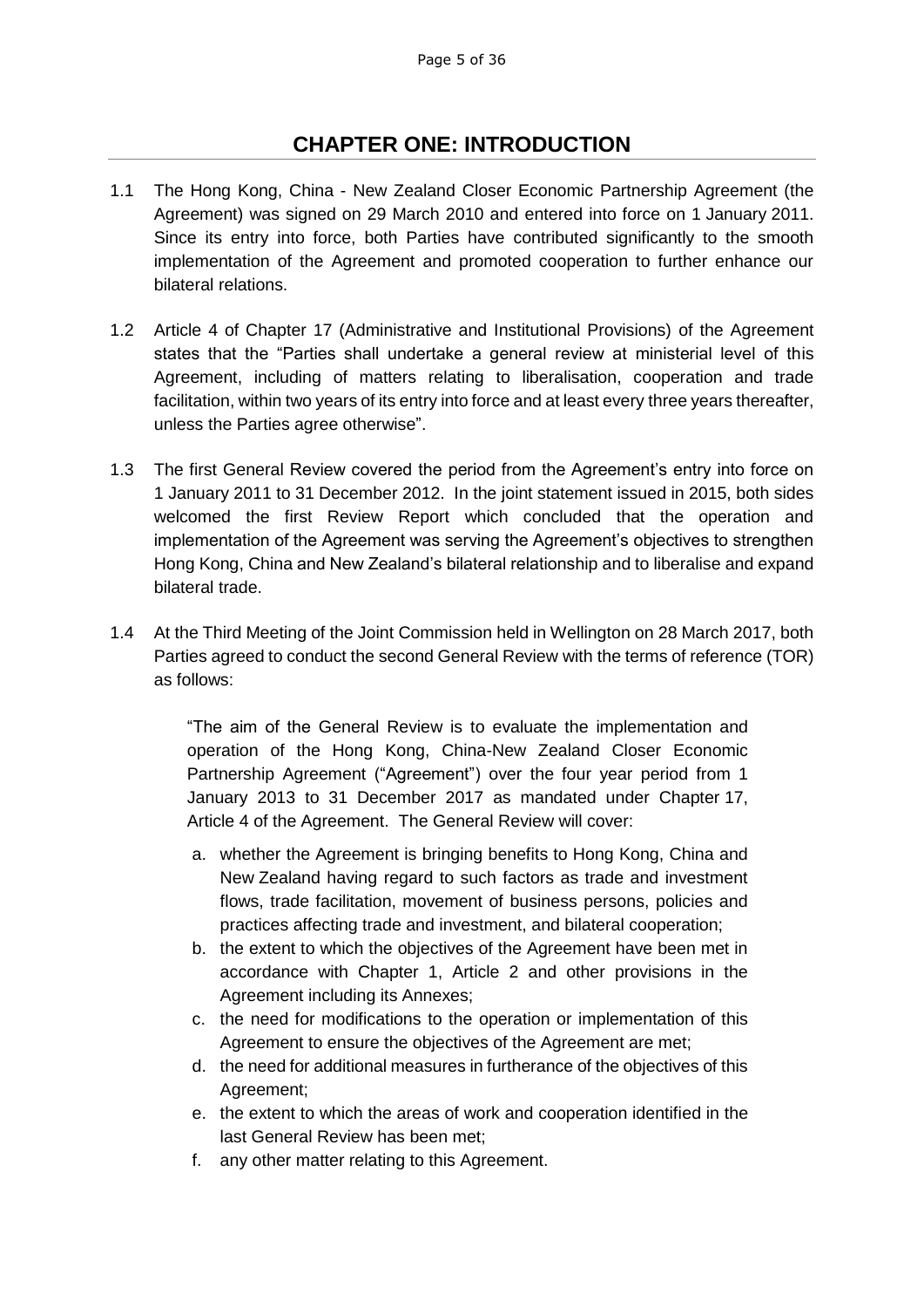# CHAPTER ONE: INTRODUCTION

1.1 The Hong Kong, China - New Zealand Closer Economic Partnership Agreement (the Agreement) was signed on 29 March 2010 and entered into force on 1 January 2011. Since its entry into force, both Parties have contributed significantly to the smooth implementation of the Agreement and promoted cooperation to further enhance our bilateral relations.

1.2 Article 4 of Chapter 17 (Administrative and Institutional Provisions) of the Agreement states that the "Parties shall undertake a general review at ministerial level of this Agreement, including of matters relating to liberalisation, cooperation and trade facilitation, within two years of its entry into force and at least every three years thereafter, unless the Parties agree otherwise".

1.3 The first General Review covered the period from the Agreement's entry into force on 1 January 2011 to 31 December 2012. In the joint statement issued in 2015, both sides welcomed the first Review Report which concluded that the operation and implementation of the Agreement was serving the Agreement's objectives to strengthen Hong Kong, China and New Zealand's bilateral relationship and to liberalise and expand bilateral trade.

1.4 At the Third Meeting of the Joint Commission held in Wellington on 28 March 2017, both Parties agreed to conduct the second General Review with the terms of reference (TOR) as follows:

> "The aim of the General Review is to evaluate the implementation and operation of the Hong Kong, China-New Zealand Closer Economic Partnership Agreement ("Agreement") over the four year period from 1 January 2013 to 31 December 2017 as mandated under Chapter 17, Article 4 of the Agreement. The General Review will cover:
>
> a. whether the Agreement is bringing benefits to Hong Kong, China and New Zealand having regard to such factors as trade and investment flows, trade facilitation, movement of business persons, policies and practices affecting trade and investment, and bilateral cooperation;
> b. the extent to which the objectives of the Agreement have been met in accordance with Chapter 1, Article 2 and other provisions in the Agreement including its Annexes;
> c. the need for modifications to the operation or implementation of this Agreement to ensure the objectives of the Agreement are met;
> d. the need for additional measures in furtherance of the objectives of this Agreement;
> e. the extent to which the areas of work and cooperation identified in the last General Review has been met;
> f. any other matter relating to this Agreement.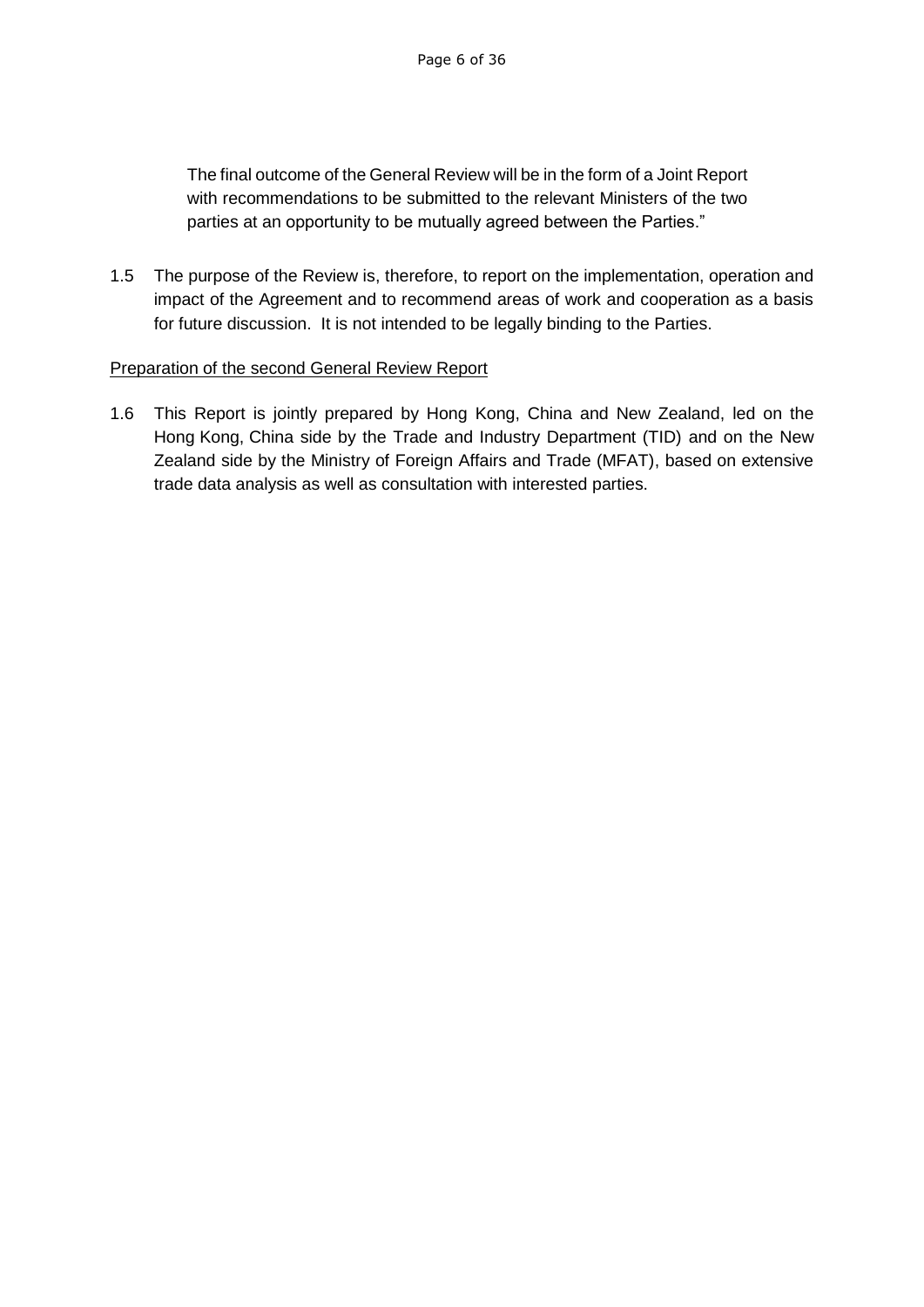The final outcome of the General Review will be in the form of a Joint Report with recommendations to be submitted to the relevant Ministers of the two parties at an opportunity to be mutually agreed between the Parties."

1.5 The purpose of the Review is, therefore, to report on the implementation, operation and impact of the Agreement and to recommend areas of work and cooperation as a basis for future discussion. It is not intended to be legally binding to the Parties.

<u>Preparation of the second General Review Report</u>

1.6 This Report is jointly prepared by Hong Kong, China and New Zealand, led on the Hong Kong, China side by the Trade and Industry Department (TID) and on the New Zealand side by the Ministry of Foreign Affairs and Trade (MFAT), based on extensive trade data analysis as well as consultation with interested parties.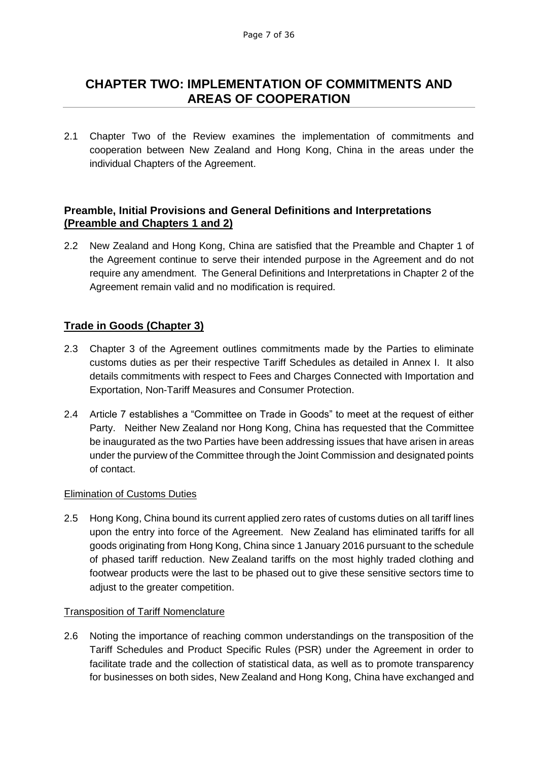# CHAPTER TWO: IMPLEMENTATION OF COMMITMENTS AND AREAS OF COOPERATION

2.1 Chapter Two of the Review examines the implementation of commitments and cooperation between New Zealand and Hong Kong, China in the areas under the individual Chapters of the Agreement.

## Preamble, Initial Provisions and General Definitions and Interpretations (Preamble and Chapters 1 and 2)

2.2 New Zealand and Hong Kong, China are satisfied that the Preamble and Chapter 1 of the Agreement continue to serve their intended purpose in the Agreement and do not require any amendment. The General Definitions and Interpretations in Chapter 2 of the Agreement remain valid and no modification is required.

## Trade in Goods (Chapter 3)

2.3 Chapter 3 of the Agreement outlines commitments made by the Parties to eliminate customs duties as per their respective Tariff Schedules as detailed in Annex I. It also details commitments with respect to Fees and Charges Connected with Importation and Exportation, Non-Tariff Measures and Consumer Protection.

2.4 Article 7 establishes a "Committee on Trade in Goods" to meet at the request of either Party. Neither New Zealand nor Hong Kong, China has requested that the Committee be inaugurated as the two Parties have been addressing issues that have arisen in areas under the purview of the Committee through the Joint Commission and designated points of contact.

### Elimination of Customs Duties

2.5 Hong Kong, China bound its current applied zero rates of customs duties on all tariff lines upon the entry into force of the Agreement. New Zealand has eliminated tariffs for all goods originating from Hong Kong, China since 1 January 2016 pursuant to the schedule of phased tariff reduction. New Zealand tariffs on the most highly traded clothing and footwear products were the last to be phased out to give these sensitive sectors time to adjust to the greater competition.

### Transposition of Tariff Nomenclature

2.6 Noting the importance of reaching common understandings on the transposition of the Tariff Schedules and Product Specific Rules (PSR) under the Agreement in order to facilitate trade and the collection of statistical data, as well as to promote transparency for businesses on both sides, New Zealand and Hong Kong, China have exchanged and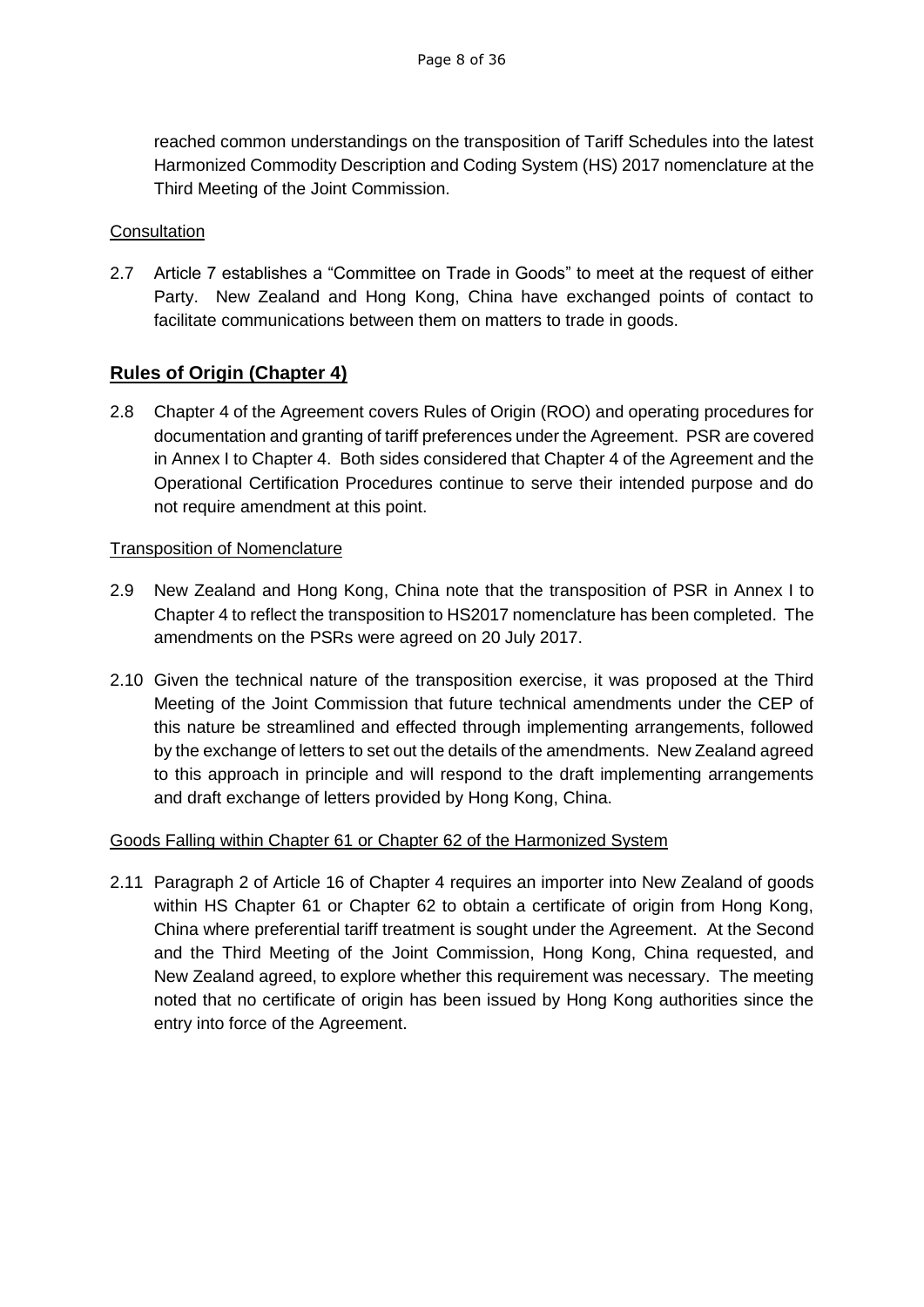reached common understandings on the transposition of Tariff Schedules into the latest Harmonized Commodity Description and Coding System (HS) 2017 nomenclature at the Third Meeting of the Joint Commission.

Consultation

2.7 Article 7 establishes a "Committee on Trade in Goods" to meet at the request of either Party. New Zealand and Hong Kong, China have exchanged points of contact to facilitate communications between them on matters to trade in goods.

## Rules of Origin (Chapter 4)

2.8 Chapter 4 of the Agreement covers Rules of Origin (ROO) and operating procedures for documentation and granting of tariff preferences under the Agreement. PSR are covered in Annex I to Chapter 4. Both sides considered that Chapter 4 of the Agreement and the Operational Certification Procedures continue to serve their intended purpose and do not require amendment at this point.

Transposition of Nomenclature

2.9 New Zealand and Hong Kong, China note that the transposition of PSR in Annex I to Chapter 4 to reflect the transposition to HS2017 nomenclature has been completed. The amendments on the PSRs were agreed on 20 July 2017.

2.10 Given the technical nature of the transposition exercise, it was proposed at the Third Meeting of the Joint Commission that future technical amendments under the CEP of this nature be streamlined and effected through implementing arrangements, followed by the exchange of letters to set out the details of the amendments. New Zealand agreed to this approach in principle and will respond to the draft implementing arrangements and draft exchange of letters provided by Hong Kong, China.

Goods Falling within Chapter 61 or Chapter 62 of the Harmonized System

2.11 Paragraph 2 of Article 16 of Chapter 4 requires an importer into New Zealand of goods within HS Chapter 61 or Chapter 62 to obtain a certificate of origin from Hong Kong, China where preferential tariff treatment is sought under the Agreement. At the Second and the Third Meeting of the Joint Commission, Hong Kong, China requested, and New Zealand agreed, to explore whether this requirement was necessary. The meeting noted that no certificate of origin has been issued by Hong Kong authorities since the entry into force of the Agreement.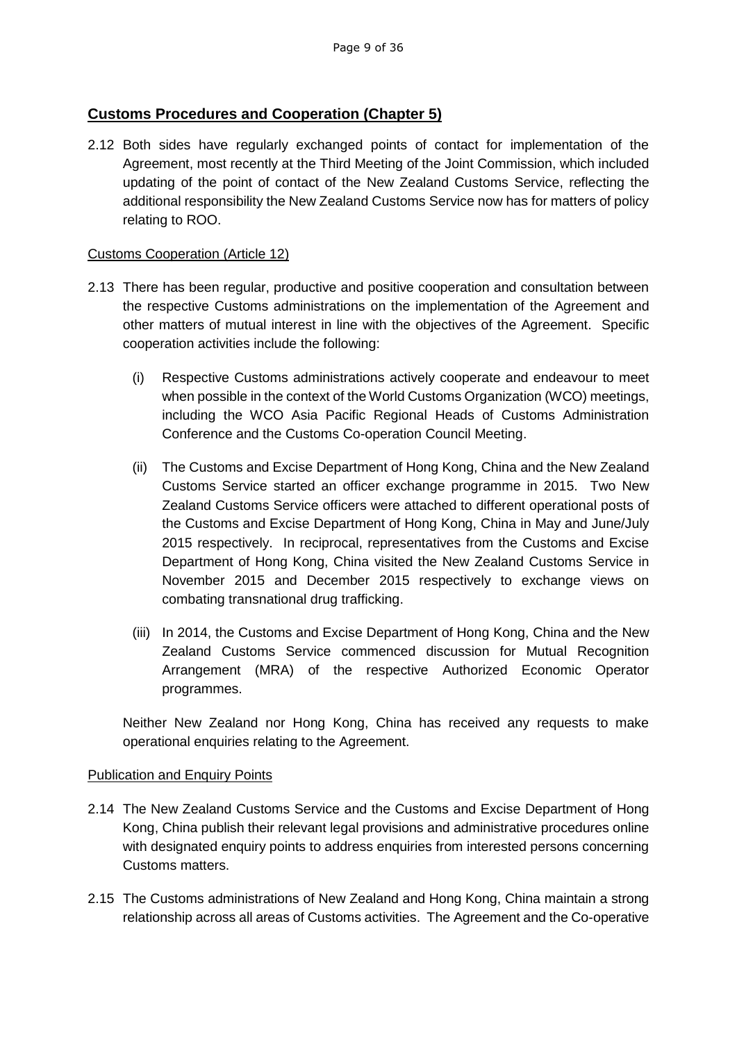## Customs Procedures and Cooperation (Chapter 5)

2.12 Both sides have regularly exchanged points of contact for implementation of the Agreement, most recently at the Third Meeting of the Joint Commission, which included updating of the point of contact of the New Zealand Customs Service, reflecting the additional responsibility the New Zealand Customs Service now has for matters of policy relating to ROO.

### Customs Cooperation (Article 12)

2.13 There has been regular, productive and positive cooperation and consultation between the respective Customs administrations on the implementation of the Agreement and other matters of mutual interest in line with the objectives of the Agreement. Specific cooperation activities include the following:

(i) Respective Customs administrations actively cooperate and endeavour to meet when possible in the context of the World Customs Organization (WCO) meetings, including the WCO Asia Pacific Regional Heads of Customs Administration Conference and the Customs Co-operation Council Meeting.

(ii) The Customs and Excise Department of Hong Kong, China and the New Zealand Customs Service started an officer exchange programme in 2015. Two New Zealand Customs Service officers were attached to different operational posts of the Customs and Excise Department of Hong Kong, China in May and June/July 2015 respectively. In reciprocal, representatives from the Customs and Excise Department of Hong Kong, China visited the New Zealand Customs Service in November 2015 and December 2015 respectively to exchange views on combating transnational drug trafficking.

(iii) In 2014, the Customs and Excise Department of Hong Kong, China and the New Zealand Customs Service commenced discussion for Mutual Recognition Arrangement (MRA) of the respective Authorized Economic Operator programmes.

Neither New Zealand nor Hong Kong, China has received any requests to make operational enquiries relating to the Agreement.

### Publication and Enquiry Points

2.14 The New Zealand Customs Service and the Customs and Excise Department of Hong Kong, China publish their relevant legal provisions and administrative procedures online with designated enquiry points to address enquiries from interested persons concerning Customs matters.

2.15 The Customs administrations of New Zealand and Hong Kong, China maintain a strong relationship across all areas of Customs activities. The Agreement and the Co-operative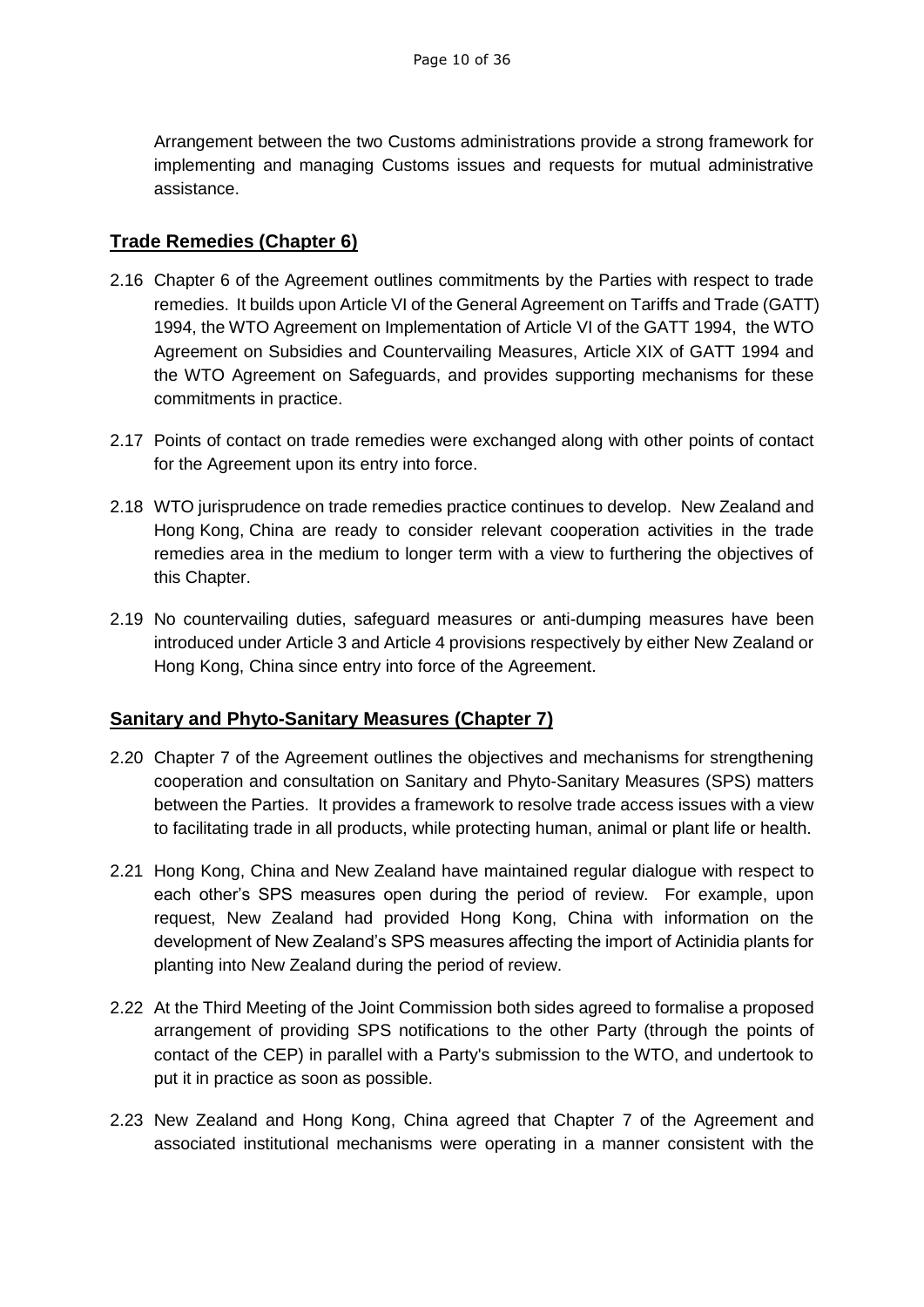Arrangement between the two Customs administrations provide a strong framework for implementing and managing Customs issues and requests for mutual administrative assistance.

## **Trade Remedies (Chapter 6)**

2.16 Chapter 6 of the Agreement outlines commitments by the Parties with respect to trade remedies. It builds upon Article VI of the General Agreement on Tariffs and Trade (GATT) 1994, the WTO Agreement on Implementation of Article VI of the GATT 1994, the WTO Agreement on Subsidies and Countervailing Measures, Article XIX of GATT 1994 and the WTO Agreement on Safeguards, and provides supporting mechanisms for these commitments in practice.

2.17 Points of contact on trade remedies were exchanged along with other points of contact for the Agreement upon its entry into force.

2.18 WTO jurisprudence on trade remedies practice continues to develop. New Zealand and Hong Kong, China are ready to consider relevant cooperation activities in the trade remedies area in the medium to longer term with a view to furthering the objectives of this Chapter.

2.19 No countervailing duties, safeguard measures or anti-dumping measures have been introduced under Article 3 and Article 4 provisions respectively by either New Zealand or Hong Kong, China since entry into force of the Agreement.

## **Sanitary and Phyto-Sanitary Measures (Chapter 7)**

2.20 Chapter 7 of the Agreement outlines the objectives and mechanisms for strengthening cooperation and consultation on Sanitary and Phyto-Sanitary Measures (SPS) matters between the Parties. It provides a framework to resolve trade access issues with a view to facilitating trade in all products, while protecting human, animal or plant life or health.

2.21 Hong Kong, China and New Zealand have maintained regular dialogue with respect to each other's SPS measures open during the period of review. For example, upon request, New Zealand had provided Hong Kong, China with information on the development of New Zealand's SPS measures affecting the import of Actinidia plants for planting into New Zealand during the period of review.

2.22 At the Third Meeting of the Joint Commission both sides agreed to formalise a proposed arrangement of providing SPS notifications to the other Party (through the points of contact of the CEP) in parallel with a Party's submission to the WTO, and undertook to put it in practice as soon as possible.

2.23 New Zealand and Hong Kong, China agreed that Chapter 7 of the Agreement and associated institutional mechanisms were operating in a manner consistent with the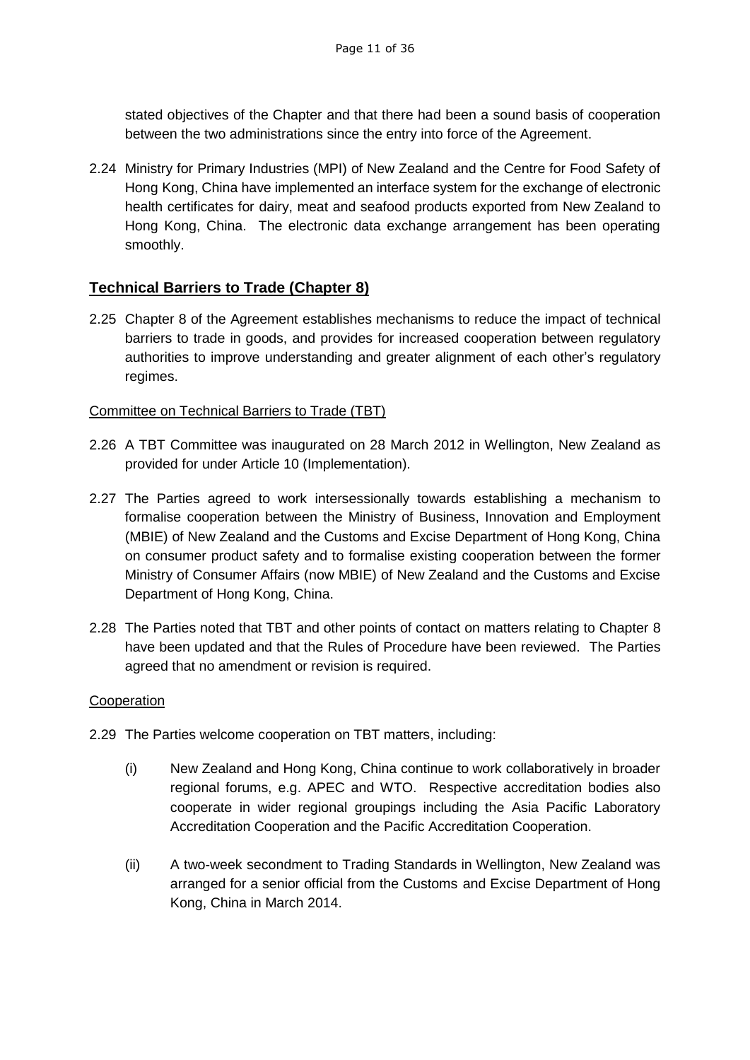stated objectives of the Chapter and that there had been a sound basis of cooperation between the two administrations since the entry into force of the Agreement.

2.24 Ministry for Primary Industries (MPI) of New Zealand and the Centre for Food Safety of Hong Kong, China have implemented an interface system for the exchange of electronic health certificates for dairy, meat and seafood products exported from New Zealand to Hong Kong, China. The electronic data exchange arrangement has been operating smoothly.

## Technical Barriers to Trade (Chapter 8)

2.25 Chapter 8 of the Agreement establishes mechanisms to reduce the impact of technical barriers to trade in goods, and provides for increased cooperation between regulatory authorities to improve understanding and greater alignment of each other's regulatory regimes.

### Committee on Technical Barriers to Trade (TBT)

2.26 A TBT Committee was inaugurated on 28 March 2012 in Wellington, New Zealand as provided for under Article 10 (Implementation).

2.27 The Parties agreed to work intersessionally towards establishing a mechanism to formalise cooperation between the Ministry of Business, Innovation and Employment (MBIE) of New Zealand and the Customs and Excise Department of Hong Kong, China on consumer product safety and to formalise existing cooperation between the former Ministry of Consumer Affairs (now MBIE) of New Zealand and the Customs and Excise Department of Hong Kong, China.

2.28 The Parties noted that TBT and other points of contact on matters relating to Chapter 8 have been updated and that the Rules of Procedure have been reviewed. The Parties agreed that no amendment or revision is required.

### Cooperation

2.29 The Parties welcome cooperation on TBT matters, including:

(i) New Zealand and Hong Kong, China continue to work collaboratively in broader regional forums, e.g. APEC and WTO. Respective accreditation bodies also cooperate in wider regional groupings including the Asia Pacific Laboratory Accreditation Cooperation and the Pacific Accreditation Cooperation.

(ii) A two-week secondment to Trading Standards in Wellington, New Zealand was arranged for a senior official from the Customs and Excise Department of Hong Kong, China in March 2014.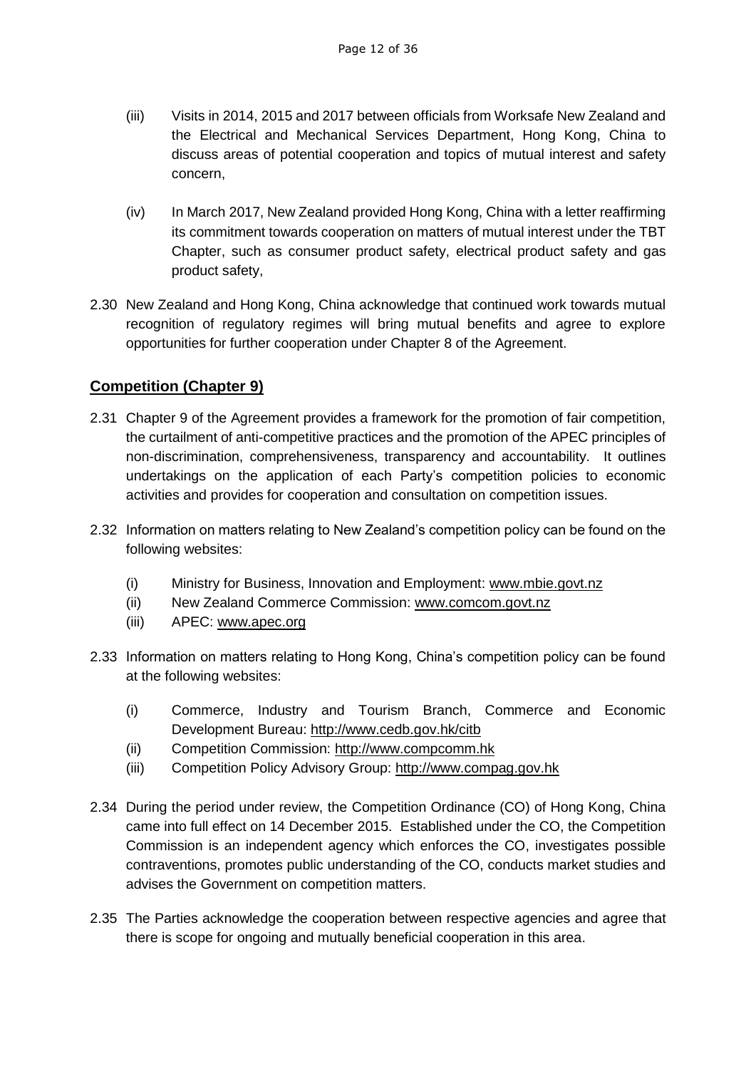(iii) Visits in 2014, 2015 and 2017 between officials from Worksafe New Zealand and the Electrical and Mechanical Services Department, Hong Kong, China to discuss areas of potential cooperation and topics of mutual interest and safety concern,

(iv) In March 2017, New Zealand provided Hong Kong, China with a letter reaffirming its commitment towards cooperation on matters of mutual interest under the TBT Chapter, such as consumer product safety, electrical product safety and gas product safety,

2.30 New Zealand and Hong Kong, China acknowledge that continued work towards mutual recognition of regulatory regimes will bring mutual benefits and agree to explore opportunities for further cooperation under Chapter 8 of the Agreement.

## Competition (Chapter 9)

2.31 Chapter 9 of the Agreement provides a framework for the promotion of fair competition, the curtailment of anti-competitive practices and the promotion of the APEC principles of non-discrimination, comprehensiveness, transparency and accountability. It outlines undertakings on the application of each Party's competition policies to economic activities and provides for cooperation and consultation on competition issues.

2.32 Information on matters relating to New Zealand's competition policy can be found on the following websites:

(i) Ministry for Business, Innovation and Employment: www.mbie.govt.nz
(ii) New Zealand Commerce Commission: www.comcom.govt.nz
(iii) APEC: www.apec.org

2.33 Information on matters relating to Hong Kong, China's competition policy can be found at the following websites:

(i) Commerce, Industry and Tourism Branch, Commerce and Economic Development Bureau: http://www.cedb.gov.hk/citb
(ii) Competition Commission: http://www.compcomm.hk
(iii) Competition Policy Advisory Group: http://www.compag.gov.hk

2.34 During the period under review, the Competition Ordinance (CO) of Hong Kong, China came into full effect on 14 December 2015. Established under the CO, the Competition Commission is an independent agency which enforces the CO, investigates possible contraventions, promotes public understanding of the CO, conducts market studies and advises the Government on competition matters.

2.35 The Parties acknowledge the cooperation between respective agencies and agree that there is scope for ongoing and mutually beneficial cooperation in this area.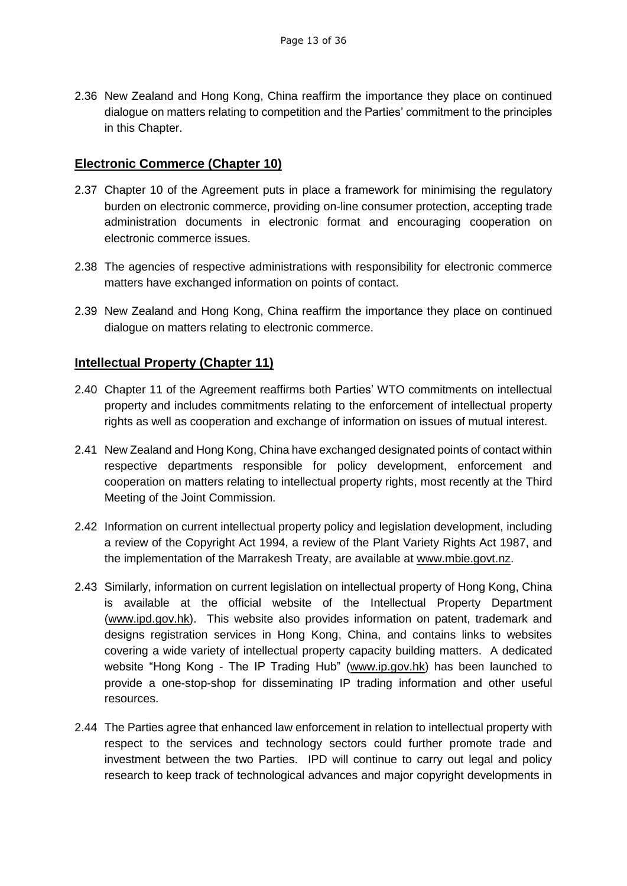2.36 New Zealand and Hong Kong, China reaffirm the importance they place on continued dialogue on matters relating to competition and the Parties' commitment to the principles in this Chapter.

## Electronic Commerce (Chapter 10)

2.37 Chapter 10 of the Agreement puts in place a framework for minimising the regulatory burden on electronic commerce, providing on-line consumer protection, accepting trade administration documents in electronic format and encouraging cooperation on electronic commerce issues.

2.38 The agencies of respective administrations with responsibility for electronic commerce matters have exchanged information on points of contact.

2.39 New Zealand and Hong Kong, China reaffirm the importance they place on continued dialogue on matters relating to electronic commerce.

## Intellectual Property (Chapter 11)

2.40 Chapter 11 of the Agreement reaffirms both Parties' WTO commitments on intellectual property and includes commitments relating to the enforcement of intellectual property rights as well as cooperation and exchange of information on issues of mutual interest.

2.41 New Zealand and Hong Kong, China have exchanged designated points of contact within respective departments responsible for policy development, enforcement and cooperation on matters relating to intellectual property rights, most recently at the Third Meeting of the Joint Commission.

2.42 Information on current intellectual property policy and legislation development, including a review of the Copyright Act 1994, a review of the Plant Variety Rights Act 1987, and the implementation of the Marrakesh Treaty, are available at www.mbie.govt.nz.

2.43 Similarly, information on current legislation on intellectual property of Hong Kong, China is available at the official website of the Intellectual Property Department (www.ipd.gov.hk). This website also provides information on patent, trademark and designs registration services in Hong Kong, China, and contains links to websites covering a wide variety of intellectual property capacity building matters. A dedicated website "Hong Kong - The IP Trading Hub" (www.ip.gov.hk) has been launched to provide a one-stop-shop for disseminating IP trading information and other useful resources.

2.44 The Parties agree that enhanced law enforcement in relation to intellectual property with respect to the services and technology sectors could further promote trade and investment between the two Parties. IPD will continue to carry out legal and policy research to keep track of technological advances and major copyright developments in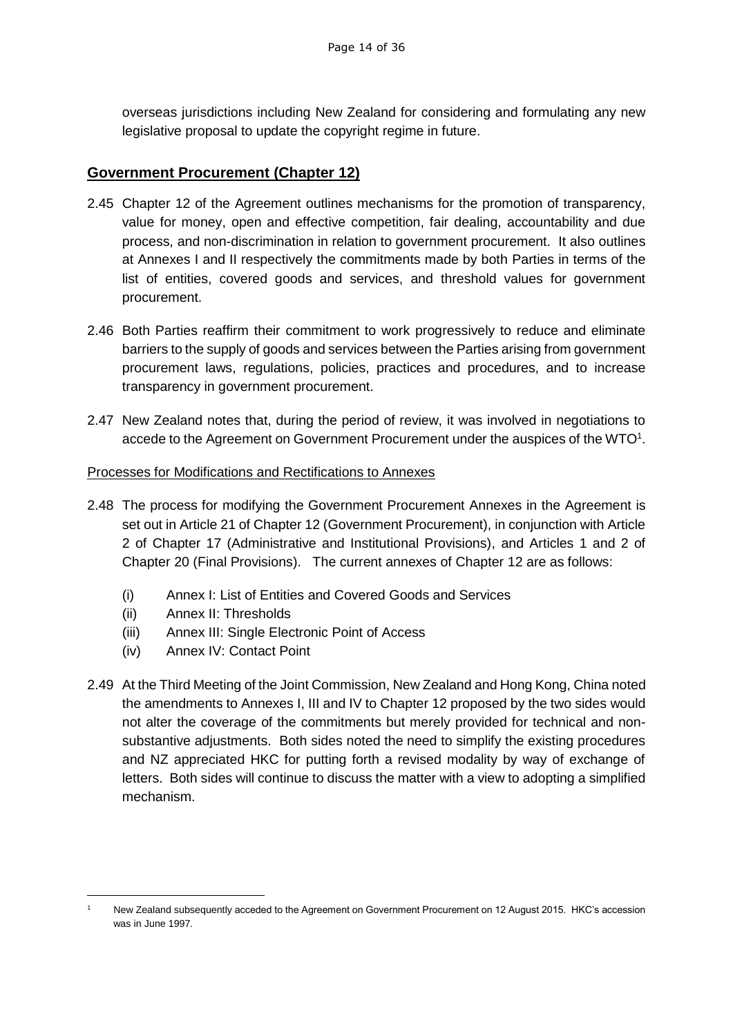overseas jurisdictions including New Zealand for considering and formulating any new legislative proposal to update the copyright regime in future.

## Government Procurement (Chapter 12)

2.45 Chapter 12 of the Agreement outlines mechanisms for the promotion of transparency, value for money, open and effective competition, fair dealing, accountability and due process, and non-discrimination in relation to government procurement. It also outlines at Annexes I and II respectively the commitments made by both Parties in terms of the list of entities, covered goods and services, and threshold values for government procurement.

2.46 Both Parties reaffirm their commitment to work progressively to reduce and eliminate barriers to the supply of goods and services between the Parties arising from government procurement laws, regulations, policies, practices and procedures, and to increase transparency in government procurement.

2.47 New Zealand notes that, during the period of review, it was involved in negotiations to accede to the Agreement on Government Procurement under the auspices of the WTO[1].

### Processes for Modifications and Rectifications to Annexes

2.48 The process for modifying the Government Procurement Annexes in the Agreement is set out in Article 21 of Chapter 12 (Government Procurement), in conjunction with Article 2 of Chapter 17 (Administrative and Institutional Provisions), and Articles 1 and 2 of Chapter 20 (Final Provisions). The current annexes of Chapter 12 are as follows:

(i) Annex I: List of Entities and Covered Goods and Services
(ii) Annex II: Thresholds
(iii) Annex III: Single Electronic Point of Access
(iv) Annex IV: Contact Point

2.49 At the Third Meeting of the Joint Commission, New Zealand and Hong Kong, China noted the amendments to Annexes I, III and IV to Chapter 12 proposed by the two sides would not alter the coverage of the commitments but merely provided for technical and non-substantive adjustments. Both sides noted the need to simplify the existing procedures and NZ appreciated HKC for putting forth a revised modality by way of exchange of letters. Both sides will continue to discuss the matter with a view to adopting a simplified mechanism.

---

[1] New Zealand subsequently acceded to the Agreement on Government Procurement on 12 August 2015. HKC's accession was in June 1997.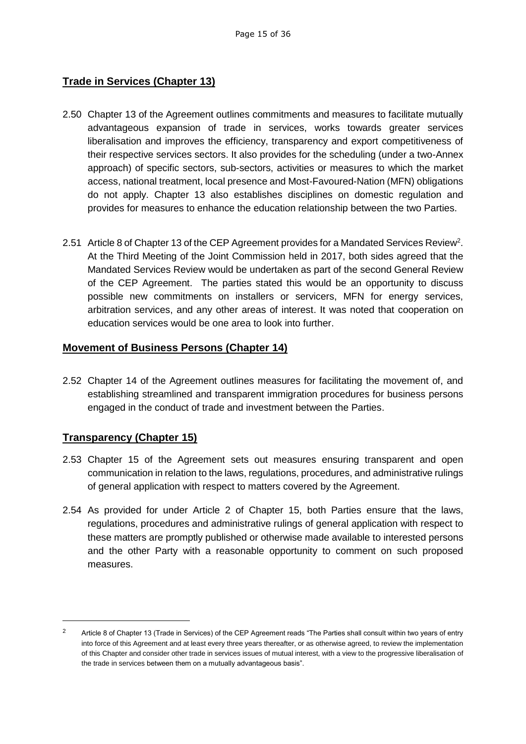## **Trade in Services (Chapter 13)**

2.50 Chapter 13 of the Agreement outlines commitments and measures to facilitate mutually advantageous expansion of trade in services, works towards greater services liberalisation and improves the efficiency, transparency and export competitiveness of their respective services sectors. It also provides for the scheduling (under a two-Annex approach) of specific sectors, sub-sectors, activities or measures to which the market access, national treatment, local presence and Most-Favoured-Nation (MFN) obligations do not apply. Chapter 13 also establishes disciplines on domestic regulation and provides for measures to enhance the education relationship between the two Parties.

2.51 Article 8 of Chapter 13 of the CEP Agreement provides for a Mandated Services Review[2]. At the Third Meeting of the Joint Commission held in 2017, both sides agreed that the Mandated Services Review would be undertaken as part of the second General Review of the CEP Agreement. The parties stated this would be an opportunity to discuss possible new commitments on installers or servicers, MFN for energy services, arbitration services, and any other areas of interest. It was noted that cooperation on education services would be one area to look into further.

## **Movement of Business Persons (Chapter 14)**

2.52 Chapter 14 of the Agreement outlines measures for facilitating the movement of, and establishing streamlined and transparent immigration procedures for business persons engaged in the conduct of trade and investment between the Parties.

## **Transparency (Chapter 15)**

2.53 Chapter 15 of the Agreement sets out measures ensuring transparent and open communication in relation to the laws, regulations, procedures, and administrative rulings of general application with respect to matters covered by the Agreement.

2.54 As provided for under Article 2 of Chapter 15, both Parties ensure that the laws, regulations, procedures and administrative rulings of general application with respect to these matters are promptly published or otherwise made available to interested persons and the other Party with a reasonable opportunity to comment on such proposed measures.

---

[2] Article 8 of Chapter 13 (Trade in Services) of the CEP Agreement reads "The Parties shall consult within two years of entry into force of this Agreement and at least every three years thereafter, or as otherwise agreed, to review the implementation of this Chapter and consider other trade in services issues of mutual interest, with a view to the progressive liberalisation of the trade in services between them on a mutually advantageous basis".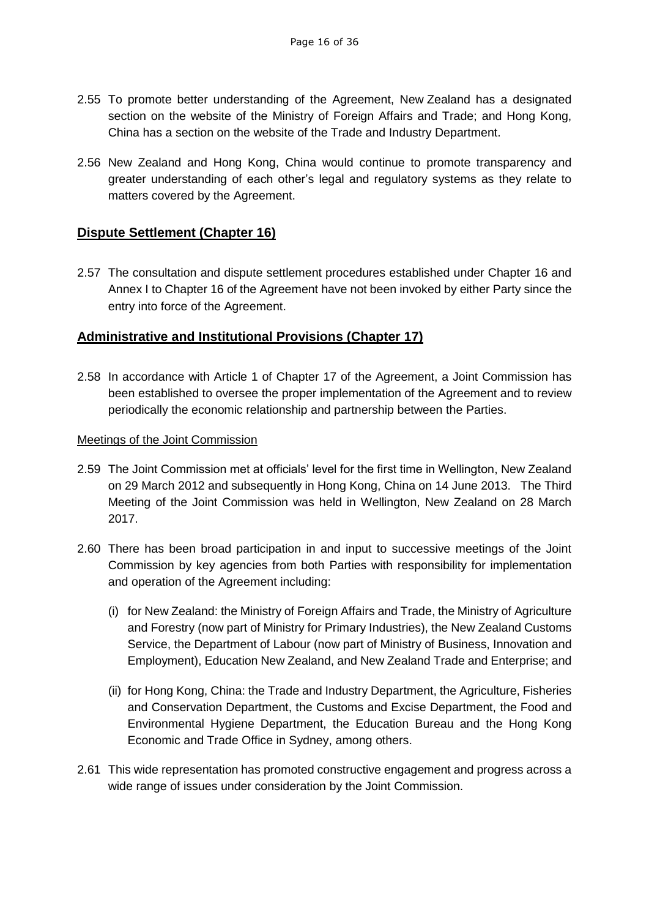2.55 To promote better understanding of the Agreement, New Zealand has a designated section on the website of the Ministry of Foreign Affairs and Trade; and Hong Kong, China has a section on the website of the Trade and Industry Department.

2.56 New Zealand and Hong Kong, China would continue to promote transparency and greater understanding of each other's legal and regulatory systems as they relate to matters covered by the Agreement.

## Dispute Settlement (Chapter 16)

2.57 The consultation and dispute settlement procedures established under Chapter 16 and Annex I to Chapter 16 of the Agreement have not been invoked by either Party since the entry into force of the Agreement.

## Administrative and Institutional Provisions (Chapter 17)

2.58 In accordance with Article 1 of Chapter 17 of the Agreement, a Joint Commission has been established to oversee the proper implementation of the Agreement and to review periodically the economic relationship and partnership between the Parties.

### Meetings of the Joint Commission

2.59 The Joint Commission met at officials' level for the first time in Wellington, New Zealand on 29 March 2012 and subsequently in Hong Kong, China on 14 June 2013. The Third Meeting of the Joint Commission was held in Wellington, New Zealand on 28 March 2017.

2.60 There has been broad participation in and input to successive meetings of the Joint Commission by key agencies from both Parties with responsibility for implementation and operation of the Agreement including:

(i) for New Zealand: the Ministry of Foreign Affairs and Trade, the Ministry of Agriculture and Forestry (now part of Ministry for Primary Industries), the New Zealand Customs Service, the Department of Labour (now part of Ministry of Business, Innovation and Employment), Education New Zealand, and New Zealand Trade and Enterprise; and

(ii) for Hong Kong, China: the Trade and Industry Department, the Agriculture, Fisheries and Conservation Department, the Customs and Excise Department, the Food and Environmental Hygiene Department, the Education Bureau and the Hong Kong Economic and Trade Office in Sydney, among others.

2.61 This wide representation has promoted constructive engagement and progress across a wide range of issues under consideration by the Joint Commission.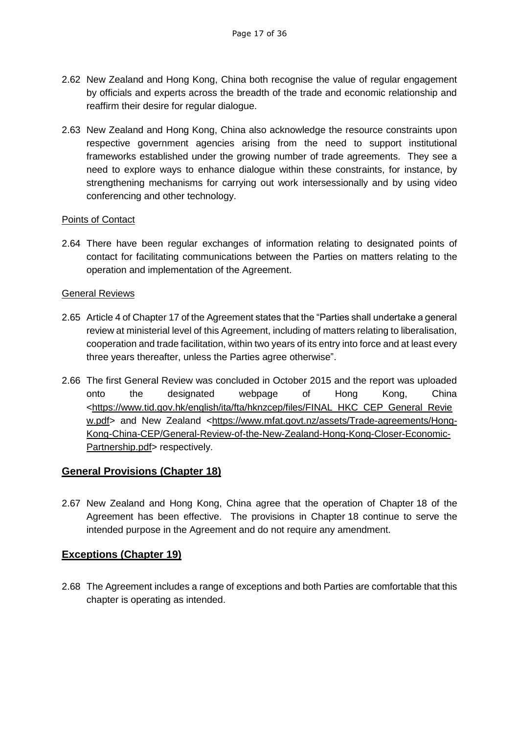2.62 New Zealand and Hong Kong, China both recognise the value of regular engagement by officials and experts across the breadth of the trade and economic relationship and reaffirm their desire for regular dialogue.

2.63 New Zealand and Hong Kong, China also acknowledge the resource constraints upon respective government agencies arising from the need to support institutional frameworks established under the growing number of trade agreements. They see a need to explore ways to enhance dialogue within these constraints, for instance, by strengthening mechanisms for carrying out work intersessionally and by using video conferencing and other technology.

Points of Contact

2.64 There have been regular exchanges of information relating to designated points of contact for facilitating communications between the Parties on matters relating to the operation and implementation of the Agreement.

General Reviews

2.65 Article 4 of Chapter 17 of the Agreement states that the "Parties shall undertake a general review at ministerial level of this Agreement, including of matters relating to liberalisation, cooperation and trade facilitation, within two years of its entry into force and at least every three years thereafter, unless the Parties agree otherwise".

2.66 The first General Review was concluded in October 2015 and the report was uploaded onto the designated webpage of Hong Kong, China <https://www.tid.gov.hk/english/ita/fta/hknzcep/files/FINAL_HKC_CEP_General_Review.pdf> and New Zealand <https://www.mfat.govt.nz/assets/Trade-agreements/Hong-Kong-China-CEP/General-Review-of-the-New-Zealand-Hong-Kong-Closer-Economic-Partnership.pdf> respectively.

## General Provisions (Chapter 18)

2.67 New Zealand and Hong Kong, China agree that the operation of Chapter 18 of the Agreement has been effective. The provisions in Chapter 18 continue to serve the intended purpose in the Agreement and do not require any amendment.

## Exceptions (Chapter 19)

2.68 The Agreement includes a range of exceptions and both Parties are comfortable that this chapter is operating as intended.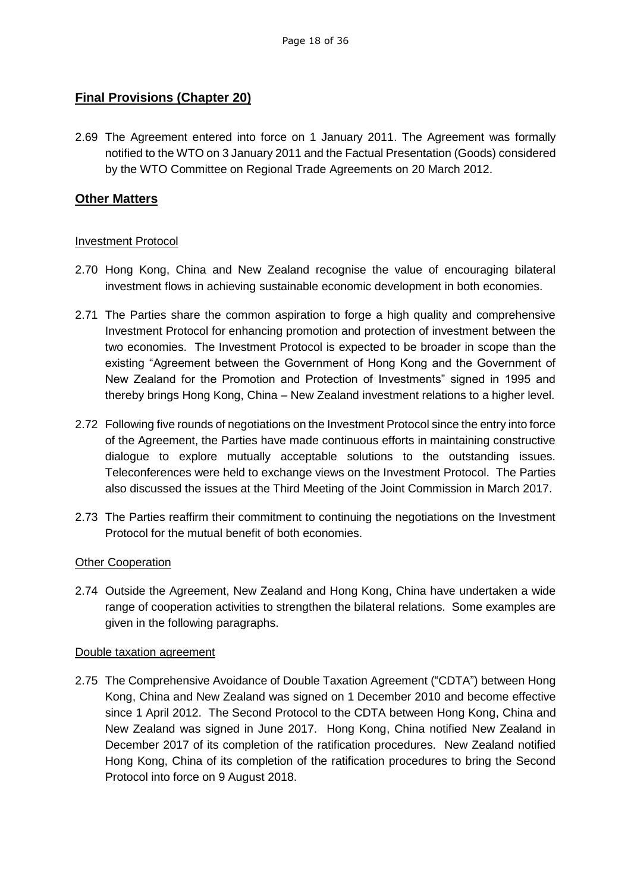## **Final Provisions (Chapter 20)**

2.69 The Agreement entered into force on 1 January 2011. The Agreement was formally notified to the WTO on 3 January 2011 and the Factual Presentation (Goods) considered by the WTO Committee on Regional Trade Agreements on 20 March 2012.

## **Other Matters**

Investment Protocol

2.70 Hong Kong, China and New Zealand recognise the value of encouraging bilateral investment flows in achieving sustainable economic development in both economies.

2.71 The Parties share the common aspiration to forge a high quality and comprehensive Investment Protocol for enhancing promotion and protection of investment between the two economies. The Investment Protocol is expected to be broader in scope than the existing "Agreement between the Government of Hong Kong and the Government of New Zealand for the Promotion and Protection of Investments" signed in 1995 and thereby brings Hong Kong, China – New Zealand investment relations to a higher level.

2.72 Following five rounds of negotiations on the Investment Protocol since the entry into force of the Agreement, the Parties have made continuous efforts in maintaining constructive dialogue to explore mutually acceptable solutions to the outstanding issues. Teleconferences were held to exchange views on the Investment Protocol. The Parties also discussed the issues at the Third Meeting of the Joint Commission in March 2017.

2.73 The Parties reaffirm their commitment to continuing the negotiations on the Investment Protocol for the mutual benefit of both economies.

Other Cooperation

2.74 Outside the Agreement, New Zealand and Hong Kong, China have undertaken a wide range of cooperation activities to strengthen the bilateral relations. Some examples are given in the following paragraphs.

Double taxation agreement

2.75 The Comprehensive Avoidance of Double Taxation Agreement ("CDTA") between Hong Kong, China and New Zealand was signed on 1 December 2010 and become effective since 1 April 2012. The Second Protocol to the CDTA between Hong Kong, China and New Zealand was signed in June 2017. Hong Kong, China notified New Zealand in December 2017 of its completion of the ratification procedures. New Zealand notified Hong Kong, China of its completion of the ratification procedures to bring the Second Protocol into force on 9 August 2018.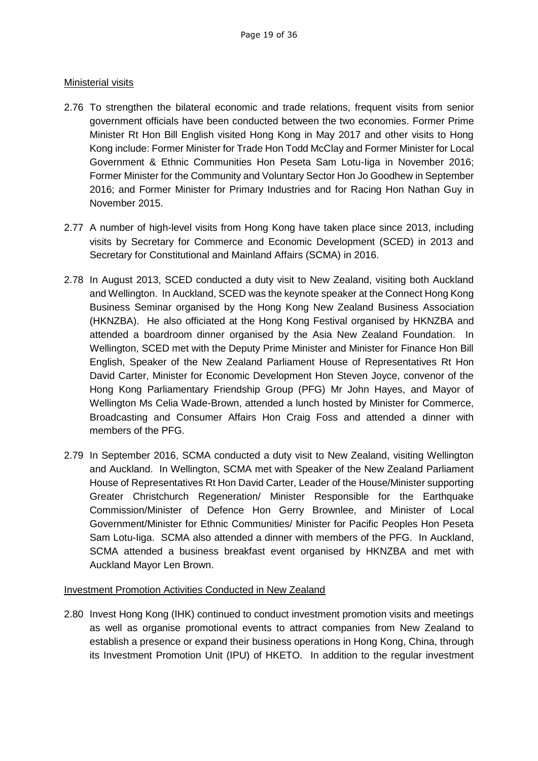Ministerial visits

2.76 To strengthen the bilateral economic and trade relations, frequent visits from senior government officials have been conducted between the two economies. Former Prime Minister Rt Hon Bill English visited Hong Kong in May 2017 and other visits to Hong Kong include: Former Minister for Trade Hon Todd McClay and Former Minister for Local Government & Ethnic Communities Hon Peseta Sam Lotu-Iiga in November 2016; Former Minister for the Community and Voluntary Sector Hon Jo Goodhew in September 2016; and Former Minister for Primary Industries and for Racing Hon Nathan Guy in November 2015.

2.77 A number of high-level visits from Hong Kong have taken place since 2013, including visits by Secretary for Commerce and Economic Development (SCED) in 2013 and Secretary for Constitutional and Mainland Affairs (SCMA) in 2016.

2.78 In August 2013, SCED conducted a duty visit to New Zealand, visiting both Auckland and Wellington. In Auckland, SCED was the keynote speaker at the Connect Hong Kong Business Seminar organised by the Hong Kong New Zealand Business Association (HKNZBA). He also officiated at the Hong Kong Festival organised by HKNZBA and attended a boardroom dinner organised by the Asia New Zealand Foundation. In Wellington, SCED met with the Deputy Prime Minister and Minister for Finance Hon Bill English, Speaker of the New Zealand Parliament House of Representatives Rt Hon David Carter, Minister for Economic Development Hon Steven Joyce, convenor of the Hong Kong Parliamentary Friendship Group (PFG) Mr John Hayes, and Mayor of Wellington Ms Celia Wade-Brown, attended a lunch hosted by Minister for Commerce, Broadcasting and Consumer Affairs Hon Craig Foss and attended a dinner with members of the PFG.

2.79 In September 2016, SCMA conducted a duty visit to New Zealand, visiting Wellington and Auckland. In Wellington, SCMA met with Speaker of the New Zealand Parliament House of Representatives Rt Hon David Carter, Leader of the House/Minister supporting Greater Christchurch Regeneration/ Minister Responsible for the Earthquake Commission/Minister of Defence Hon Gerry Brownlee, and Minister of Local Government/Minister for Ethnic Communities/ Minister for Pacific Peoples Hon Peseta Sam Lotu-Iiga. SCMA also attended a dinner with members of the PFG. In Auckland, SCMA attended a business breakfast event organised by HKNZBA and met with Auckland Mayor Len Brown.

Investment Promotion Activities Conducted in New Zealand

2.80 Invest Hong Kong (IHK) continued to conduct investment promotion visits and meetings as well as organise promotional events to attract companies from New Zealand to establish a presence or expand their business operations in Hong Kong, China, through its Investment Promotion Unit (IPU) of HKETO. In addition to the regular investment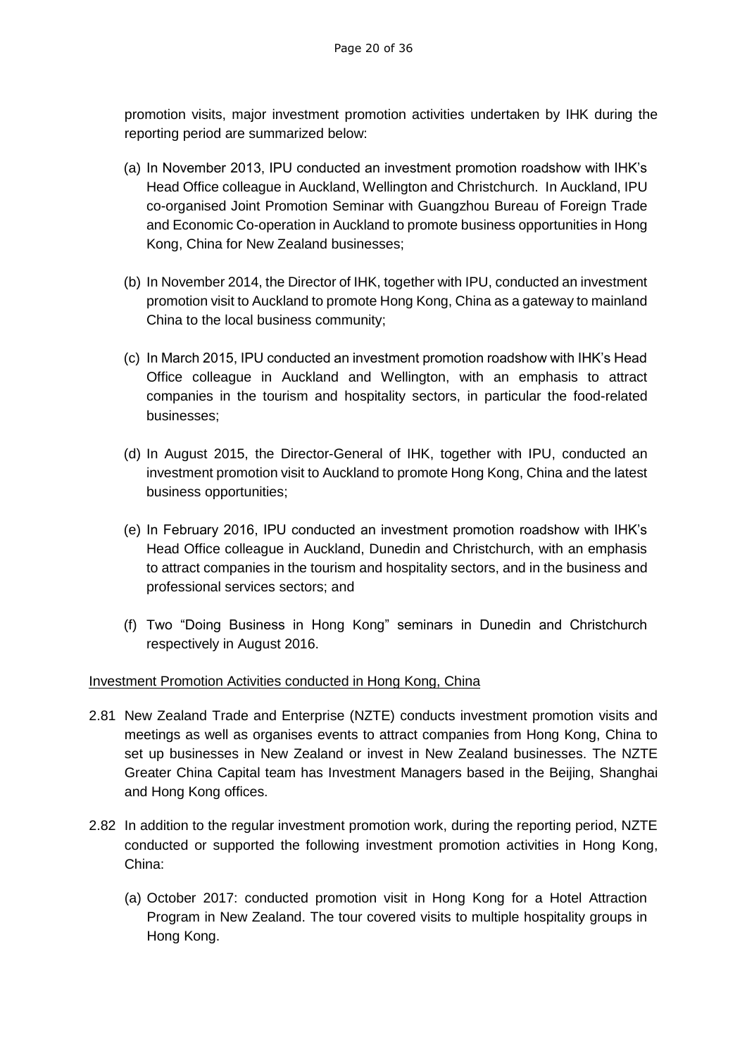promotion visits, major investment promotion activities undertaken by IHK during the reporting period are summarized below:

(a) In November 2013, IPU conducted an investment promotion roadshow with IHK's Head Office colleague in Auckland, Wellington and Christchurch. In Auckland, IPU co-organised Joint Promotion Seminar with Guangzhou Bureau of Foreign Trade and Economic Co-operation in Auckland to promote business opportunities in Hong Kong, China for New Zealand businesses;

(b) In November 2014, the Director of IHK, together with IPU, conducted an investment promotion visit to Auckland to promote Hong Kong, China as a gateway to mainland China to the local business community;

(c) In March 2015, IPU conducted an investment promotion roadshow with IHK's Head Office colleague in Auckland and Wellington, with an emphasis to attract companies in the tourism and hospitality sectors, in particular the food-related businesses;

(d) In August 2015, the Director-General of IHK, together with IPU, conducted an investment promotion visit to Auckland to promote Hong Kong, China and the latest business opportunities;

(e) In February 2016, IPU conducted an investment promotion roadshow with IHK's Head Office colleague in Auckland, Dunedin and Christchurch, with an emphasis to attract companies in the tourism and hospitality sectors, and in the business and professional services sectors; and

(f) Two "Doing Business in Hong Kong" seminars in Dunedin and Christchurch respectively in August 2016.

<u>Investment Promotion Activities conducted in Hong Kong, China</u>

2.81 New Zealand Trade and Enterprise (NZTE) conducts investment promotion visits and meetings as well as organises events to attract companies from Hong Kong, China to set up businesses in New Zealand or invest in New Zealand businesses. The NZTE Greater China Capital team has Investment Managers based in the Beijing, Shanghai and Hong Kong offices.

2.82 In addition to the regular investment promotion work, during the reporting period, NZTE conducted or supported the following investment promotion activities in Hong Kong, China:

(a) October 2017: conducted promotion visit in Hong Kong for a Hotel Attraction Program in New Zealand. The tour covered visits to multiple hospitality groups in Hong Kong.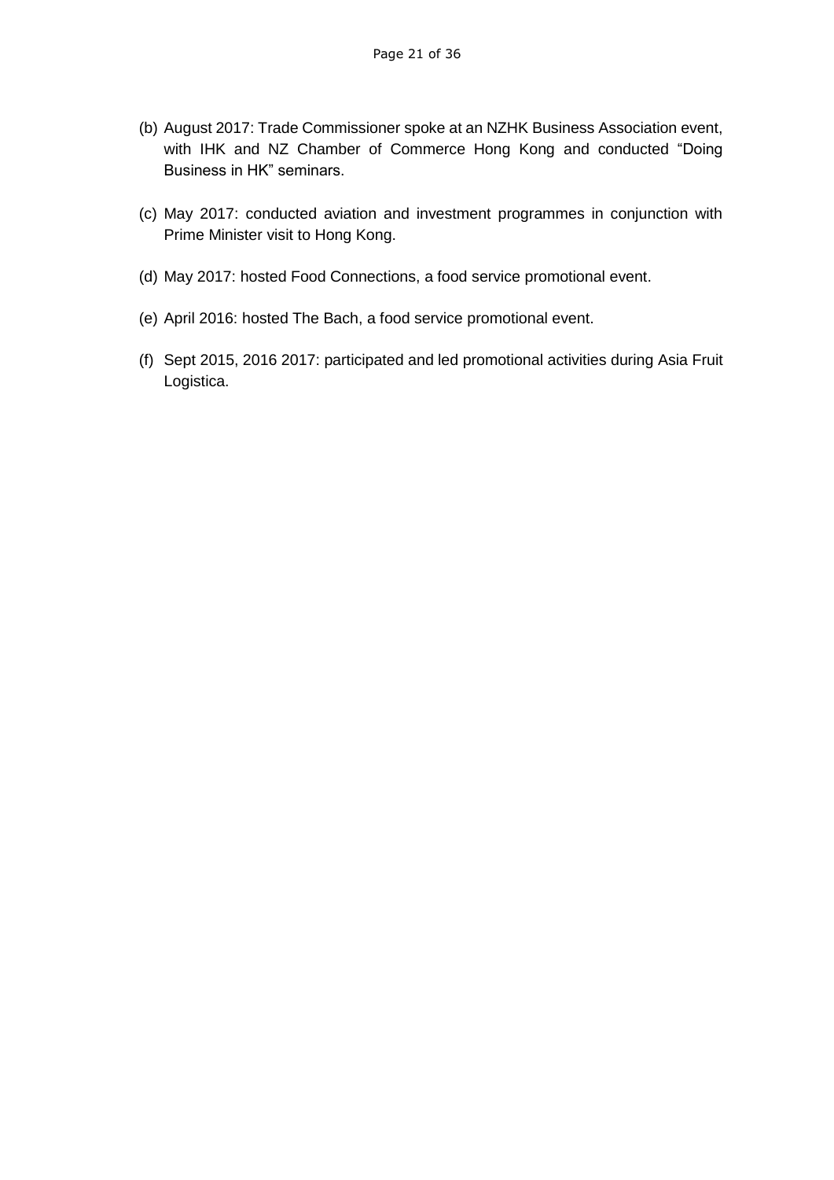(b) August 2017: Trade Commissioner spoke at an NZHK Business Association event, with IHK and NZ Chamber of Commerce Hong Kong and conducted "Doing Business in HK" seminars.

(c) May 2017: conducted aviation and investment programmes in conjunction with Prime Minister visit to Hong Kong.

(d) May 2017: hosted Food Connections, a food service promotional event.

(e) April 2016: hosted The Bach, a food service promotional event.

(f) Sept 2015, 2016 2017: participated and led promotional activities during Asia Fruit Logistica.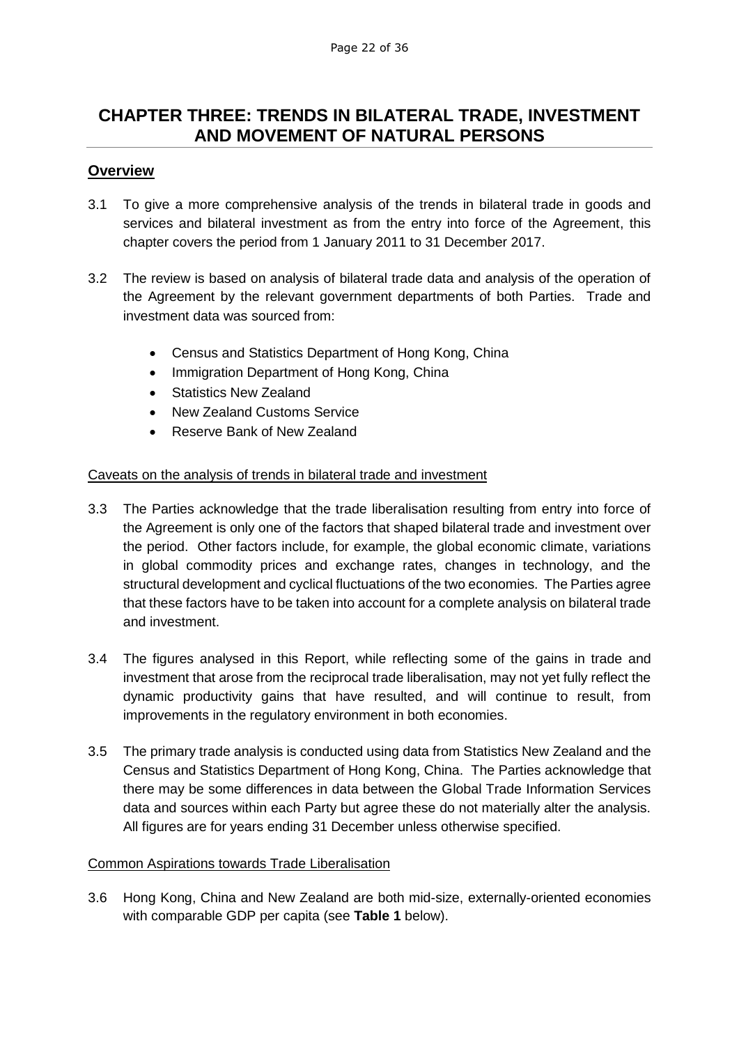# CHAPTER THREE: TRENDS IN BILATERAL TRADE, INVESTMENT AND MOVEMENT OF NATURAL PERSONS

## Overview

3.1 To give a more comprehensive analysis of the trends in bilateral trade in goods and services and bilateral investment as from the entry into force of the Agreement, this chapter covers the period from 1 January 2011 to 31 December 2017.

3.2 The review is based on analysis of bilateral trade data and analysis of the operation of the Agreement by the relevant government departments of both Parties. Trade and investment data was sourced from:

- Census and Statistics Department of Hong Kong, China
- Immigration Department of Hong Kong, China
- Statistics New Zealand
- New Zealand Customs Service
- Reserve Bank of New Zealand

### Caveats on the analysis of trends in bilateral trade and investment

3.3 The Parties acknowledge that the trade liberalisation resulting from entry into force of the Agreement is only one of the factors that shaped bilateral trade and investment over the period. Other factors include, for example, the global economic climate, variations in global commodity prices and exchange rates, changes in technology, and the structural development and cyclical fluctuations of the two economies. The Parties agree that these factors have to be taken into account for a complete analysis on bilateral trade and investment.

3.4 The figures analysed in this Report, while reflecting some of the gains in trade and investment that arose from the reciprocal trade liberalisation, may not yet fully reflect the dynamic productivity gains that have resulted, and will continue to result, from improvements in the regulatory environment in both economies.

3.5 The primary trade analysis is conducted using data from Statistics New Zealand and the Census and Statistics Department of Hong Kong, China. The Parties acknowledge that there may be some differences in data between the Global Trade Information Services data and sources within each Party but agree these do not materially alter the analysis. All figures are for years ending 31 December unless otherwise specified.

### Common Aspirations towards Trade Liberalisation

3.6 Hong Kong, China and New Zealand are both mid-size, externally-oriented economies with comparable GDP per capita (see **Table 1** below).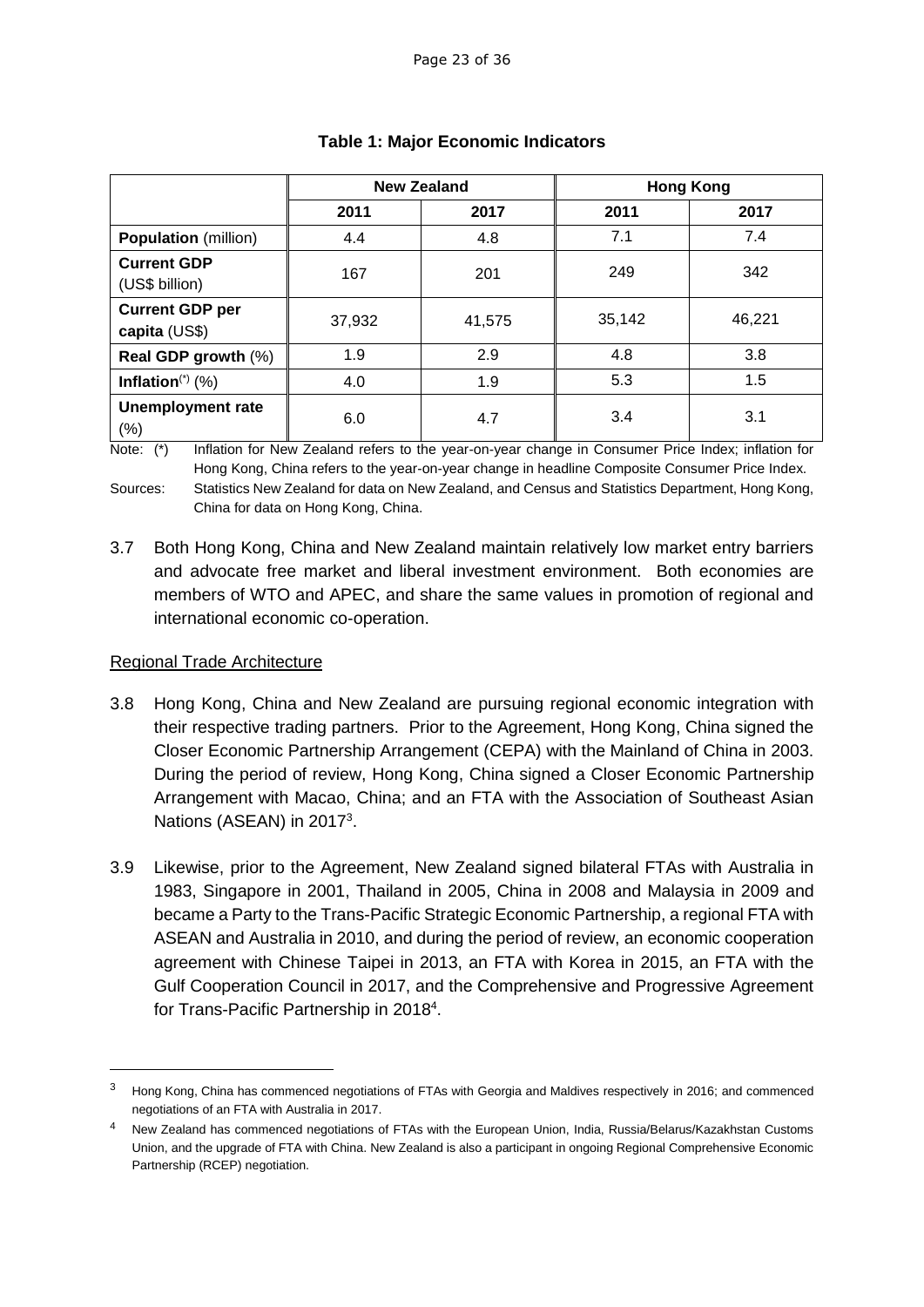**Table 1: Major Economic Indicators**

| | New Zealand | | Hong Kong | |
|---|---|---|---|---|
| | 2011 | 2017 | 2011 | 2017 |
| **Population** (million) | 4.4 | 4.8 | 7.1 | 7.4 |
| **Current GDP** (US$ billion) | 167 | 201 | 249 | 342 |
| **Current GDP per capita** (US$) | 37,932 | 41,575 | 35,142 | 46,221 |
| **Real GDP growth** (%) | 1.9 | 2.9 | 4.8 | 3.8 |
| **Inflation**(*) (%) | 4.0 | 1.9 | 5.3 | 1.5 |
| **Unemployment rate** (%) | 6.0 | 4.7 | 3.4 | 3.1 |

Note: (*) Inflation for New Zealand refers to the year-on-year change in Consumer Price Index; inflation for Hong Kong, China refers to the year-on-year change in headline Composite Consumer Price Index.

Sources: Statistics New Zealand for data on New Zealand, and Census and Statistics Department, Hong Kong, China for data on Hong Kong, China.

3.7 Both Hong Kong, China and New Zealand maintain relatively low market entry barriers and advocate free market and liberal investment environment. Both economies are members of WTO and APEC, and share the same values in promotion of regional and international economic co-operation.

Regional Trade Architecture

3.8 Hong Kong, China and New Zealand are pursuing regional economic integration with their respective trading partners. Prior to the Agreement, Hong Kong, China signed the Closer Economic Partnership Arrangement (CEPA) with the Mainland of China in 2003. During the period of review, Hong Kong, China signed a Closer Economic Partnership Arrangement with Macao, China; and an FTA with the Association of Southeast Asian Nations (ASEAN) in 2017[3].

3.9 Likewise, prior to the Agreement, New Zealand signed bilateral FTAs with Australia in 1983, Singapore in 2001, Thailand in 2005, China in 2008 and Malaysia in 2009 and became a Party to the Trans-Pacific Strategic Economic Partnership, a regional FTA with ASEAN and Australia in 2010, and during the period of review, an economic cooperation agreement with Chinese Taipei in 2013, an FTA with Korea in 2015, an FTA with the Gulf Cooperation Council in 2017, and the Comprehensive and Progressive Agreement for Trans-Pacific Partnership in 2018[4].

---

[3] Hong Kong, China has commenced negotiations of FTAs with Georgia and Maldives respectively in 2016; and commenced negotiations of an FTA with Australia in 2017.

[4] New Zealand has commenced negotiations of FTAs with the European Union, India, Russia/Belarus/Kazakhstan Customs Union, and the upgrade of FTA with China. New Zealand is also a participant in ongoing Regional Comprehensive Economic Partnership (RCEP) negotiation.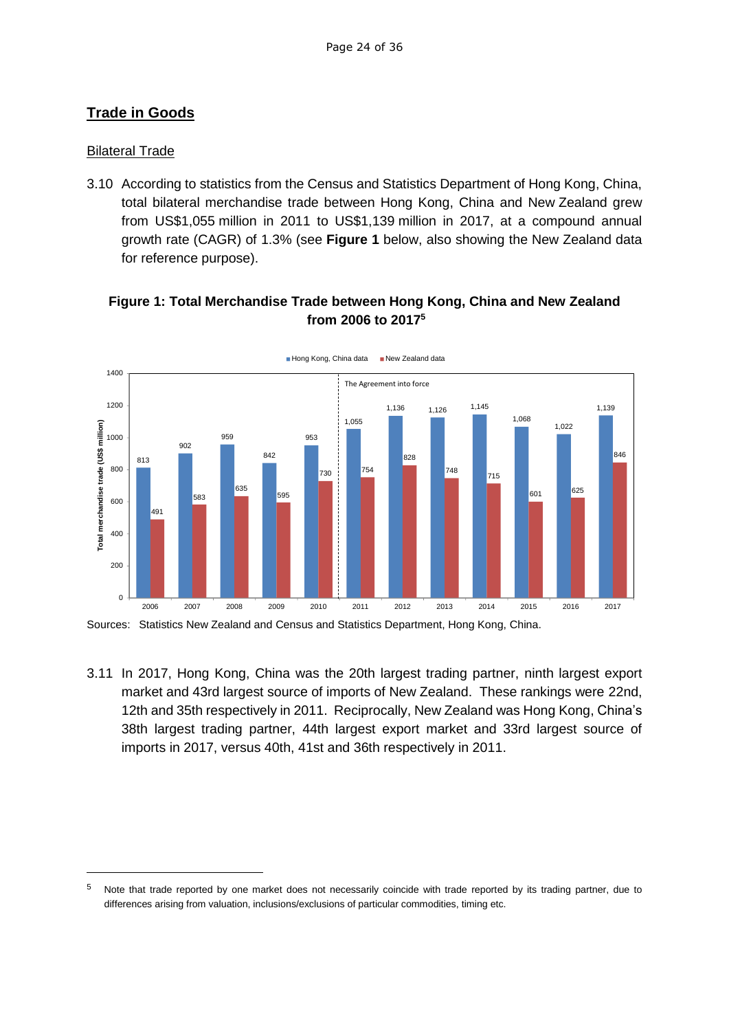## Trade in Goods

### Bilateral Trade

3.10 According to statistics from the Census and Statistics Department of Hong Kong, China, total bilateral merchandise trade between Hong Kong, China and New Zealand grew from US$1,055 million in 2011 to US$1,139 million in 2017, at a compound annual growth rate (CAGR) of 1.3% (see **Figure 1** below, also showing the New Zealand data for reference purpose).

**Figure 1: Total Merchandise Trade between Hong Kong, China and New Zealand from 2006 to 2017[5]**

| Year | Hong Kong, China data | New Zealand data |
|---|---|---|
| 2006 | 813 | 491 |
| 2007 | 902 | 583 |
| 2008 | 959 | 635 |
| 2009 | 842 | 595 |
| 2010 | 953 | 730 |
| 2011 | 1,055 | 754 |
| 2012 | 1,136 | 828 |
| 2013 | 1,126 | 748 |
| 2014 | 1,145 | 715 |
| 2015 | 1,068 | 601 |
| 2016 | 1,022 | 625 |
| 2017 | 1,139 | 846 |

Total merchandise trade (US$ million). The Agreement into force: 2011.

Sources: Statistics New Zealand and Census and Statistics Department, Hong Kong, China.

3.11 In 2017, Hong Kong, China was the 20th largest trading partner, ninth largest export market and 43rd largest source of imports of New Zealand. These rankings were 22nd, 12th and 35th respectively in 2011. Reciprocally, New Zealand was Hong Kong, China's 38th largest trading partner, 44th largest export market and 33rd largest source of imports in 2017, versus 40th, 41st and 36th respectively in 2011.

---

[5] Note that trade reported by one market does not necessarily coincide with trade reported by its trading partner, due to differences arising from valuation, inclusions/exclusions of particular commodities, timing etc.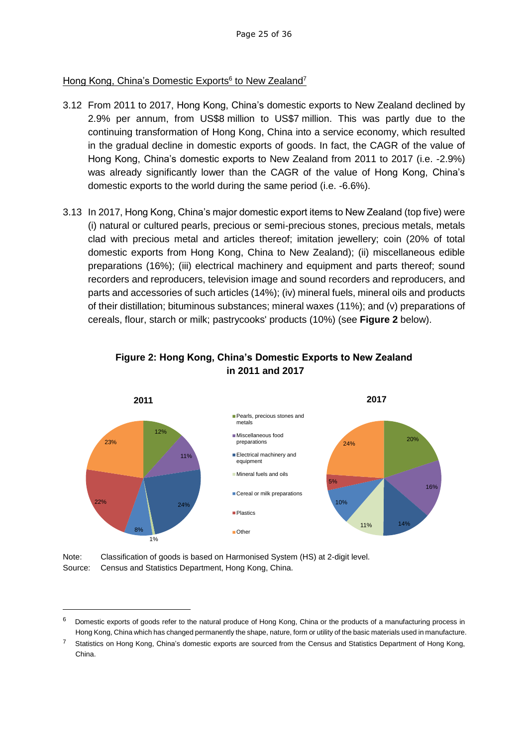Hong Kong, China's Domestic Exports[6] to New Zealand[7]

3.12 From 2011 to 2017, Hong Kong, China's domestic exports to New Zealand declined by 2.9% per annum, from US$8 million to US$7 million. This was partly due to the continuing transformation of Hong Kong, China into a service economy, which resulted in the gradual decline in domestic exports of goods. In fact, the CAGR of the value of Hong Kong, China's domestic exports to New Zealand from 2011 to 2017 (i.e. -2.9%) was already significantly lower than the CAGR of the value of Hong Kong, China's domestic exports to the world during the same period (i.e. -6.6%).

3.13 In 2017, Hong Kong, China's major domestic export items to New Zealand (top five) were (i) natural or cultured pearls, precious or semi-precious stones, precious metals, metals clad with precious metal and articles thereof; imitation jewellery; coin (20% of total domestic exports from Hong Kong, China to New Zealand); (ii) miscellaneous edible preparations (16%); (iii) electrical machinery and equipment and parts thereof; sound recorders and reproducers, television image and sound recorders and reproducers, and parts and accessories of such articles (14%); (iv) mineral fuels, mineral oils and products of their distillation; bituminous substances; mineral waxes (11%); and (v) preparations of cereals, flour, starch or milk; pastrycooks' products (10%) (see **Figure 2** below).

**Figure 2: Hong Kong, China's Domestic Exports to New Zealand in 2011 and 2017**

| Category | 2011 | 2017 |
| --- | --- | --- |
| Pearls, precious stones and metals | 12% | 20% |
| Miscellaneous food preparations | 11% | 16% |
| Electrical machinery and equipment | 24% | 14% |
| Mineral fuels and oils | 1% | 11% |
| Cereal or milk preparations | 8% | 10% |
| Plastics | 22% | 5% |
| Other | 23% | 24% |

Note: Classification of goods is based on Harmonised System (HS) at 2-digit level.
Source: Census and Statistics Department, Hong Kong, China.

[6] Domestic exports of goods refer to the natural produce of Hong Kong, China or the products of a manufacturing process in Hong Kong, China which has changed permanently the shape, nature, form or utility of the basic materials used in manufacture.

[7] Statistics on Hong Kong, China's domestic exports are sourced from the Census and Statistics Department of Hong Kong, China.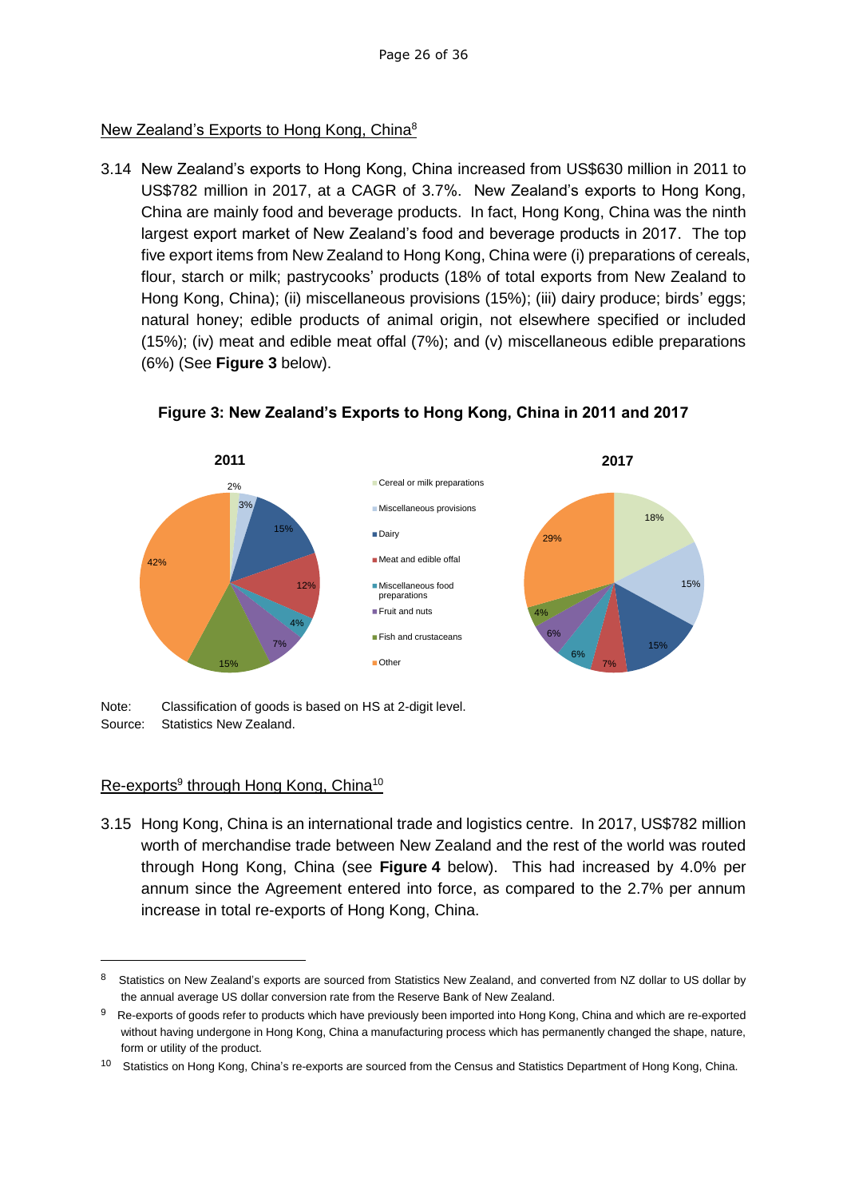New Zealand's Exports to Hong Kong, China[8]

3.14 New Zealand's exports to Hong Kong, China increased from US$630 million in 2011 to US$782 million in 2017, at a CAGR of 3.7%. New Zealand's exports to Hong Kong, China are mainly food and beverage products. In fact, Hong Kong, China was the ninth largest export market of New Zealand's food and beverage products in 2017. The top five export items from New Zealand to Hong Kong, China were (i) preparations of cereals, flour, starch or milk; pastrycooks' products (18% of total exports from New Zealand to Hong Kong, China); (ii) miscellaneous provisions (15%); (iii) dairy produce; birds' eggs; natural honey; edible products of animal origin, not elsewhere specified or included (15%); (iv) meat and edible meat offal (7%); and (v) miscellaneous edible preparations (6%) (See **Figure 3** below).

**Figure 3: New Zealand's Exports to Hong Kong, China in 2011 and 2017**

| Category | 2011 | 2017 |
|---|---|---|
| Cereal or milk preparations | 2% | 18% |
| Miscellaneous provisions | 3% | 15% |
| Dairy | 15% | 15% |
| Meat and edible offal | 12% | 7% |
| Miscellaneous food preparations | 4% | 6% |
| Fruit and nuts | 7% | 6% |
| Fish and crustaceans | 15% | 4% |
| Other | 42% | 29% |

Note: Classification of goods is based on HS at 2-digit level.
Source: Statistics New Zealand.

Re-exports[9] through Hong Kong, China[10]

3.15 Hong Kong, China is an international trade and logistics centre. In 2017, US$782 million worth of merchandise trade between New Zealand and the rest of the world was routed through Hong Kong, China (see **Figure 4** below). This had increased by 4.0% per annum since the Agreement entered into force, as compared to the 2.7% per annum increase in total re-exports of Hong Kong, China.

---

[8] Statistics on New Zealand's exports are sourced from Statistics New Zealand, and converted from NZ dollar to US dollar by the annual average US dollar conversion rate from the Reserve Bank of New Zealand.

[9] Re-exports of goods refer to products which have previously been imported into Hong Kong, China and which are re-exported without having undergone in Hong Kong, China a manufacturing process which has permanently changed the shape, nature, form or utility of the product.

[10] Statistics on Hong Kong, China's re-exports are sourced from the Census and Statistics Department of Hong Kong, China.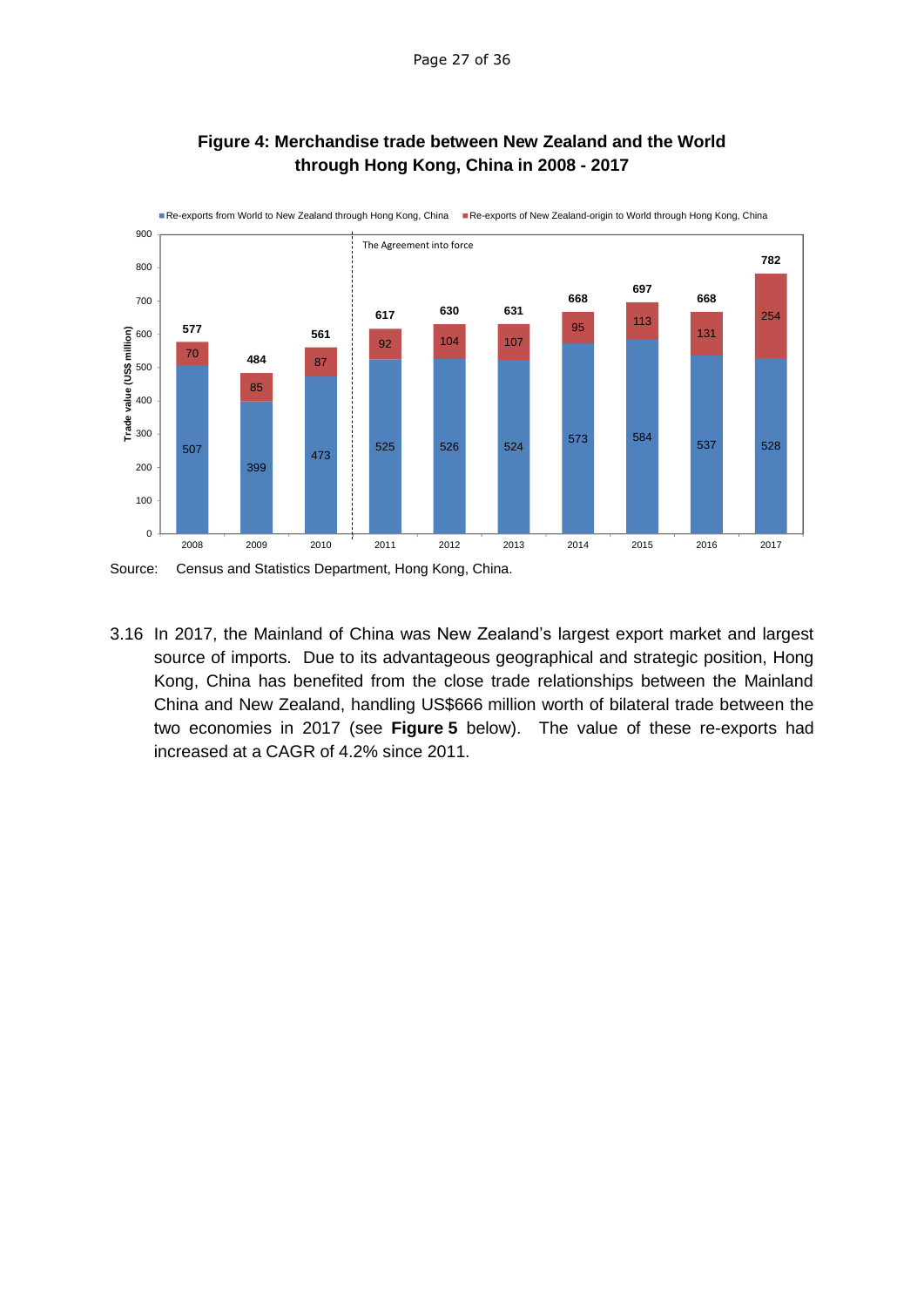**Figure 4: Merchandise trade between New Zealand and the World through Hong Kong, China in 2008 - 2017**

| Year | Re-exports from World to New Zealand through Hong Kong, China | Re-exports of New Zealand-origin to World through Hong Kong, China | Total |
|---|---|---|---|
| 2008 | 507 | 70 | 577 |
| 2009 | 399 | 85 | 484 |
| 2010 | 473 | 87 | 561 |
| 2011 | 525 | 92 | 617 |
| 2012 | 526 | 104 | 630 |
| 2013 | 524 | 107 | 631 |
| 2014 | 573 | 95 | 668 |
| 2015 | 584 | 113 | 697 |
| 2016 | 537 | 131 | 668 |
| 2017 | 528 | 254 | 782 |

Trade value (US$ million). The Agreement into force (from 2011).

Source: Census and Statistics Department, Hong Kong, China.

3.16 In 2017, the Mainland of China was New Zealand's largest export market and largest source of imports. Due to its advantageous geographical and strategic position, Hong Kong, China has benefited from the close trade relationships between the Mainland China and New Zealand, handling US$666 million worth of bilateral trade between the two economies in 2017 (see **Figure 5** below). The value of these re-exports had increased at a CAGR of 4.2% since 2011.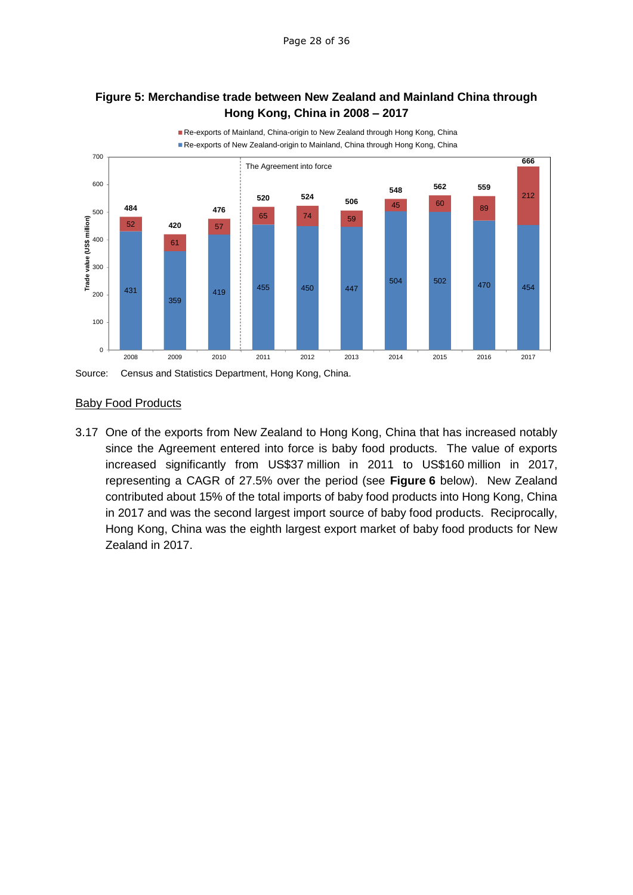**Figure 5: Merchandise trade between New Zealand and Mainland China through Hong Kong, China in 2008 – 2017**

| Year | Re-exports of New Zealand-origin to Mainland, China through Hong Kong, China (US$ million) | Re-exports of Mainland, China-origin to New Zealand through Hong Kong, China (US$ million) | Total (US$ million) |
|---|---|---|---|
| 2008 | 431 | 52 | 484 |
| 2009 | 359 | 61 | 420 |
| 2010 | 419 | 57 | 476 |
| 2011 | 455 | 65 | 520 |
| 2012 | 450 | 74 | 524 |
| 2013 | 447 | 59 | 506 |
| 2014 | 504 | 45 | 548 |
| 2015 | 502 | 60 | 562 |
| 2016 | 470 | 89 | 559 |
| 2017 | 454 | 212 | 666 |

Note: The Agreement into force from 2011.

Source: Census and Statistics Department, Hong Kong, China.

## Baby Food Products

3.17 One of the exports from New Zealand to Hong Kong, China that has increased notably since the Agreement entered into force is baby food products. The value of exports increased significantly from US$37 million in 2011 to US$160 million in 2017, representing a CAGR of 27.5% over the period (see **Figure 6** below). New Zealand contributed about 15% of the total imports of baby food products into Hong Kong, China in 2017 and was the second largest import source of baby food products. Reciprocally, Hong Kong, China was the eighth largest export market of baby food products for New Zealand in 2017.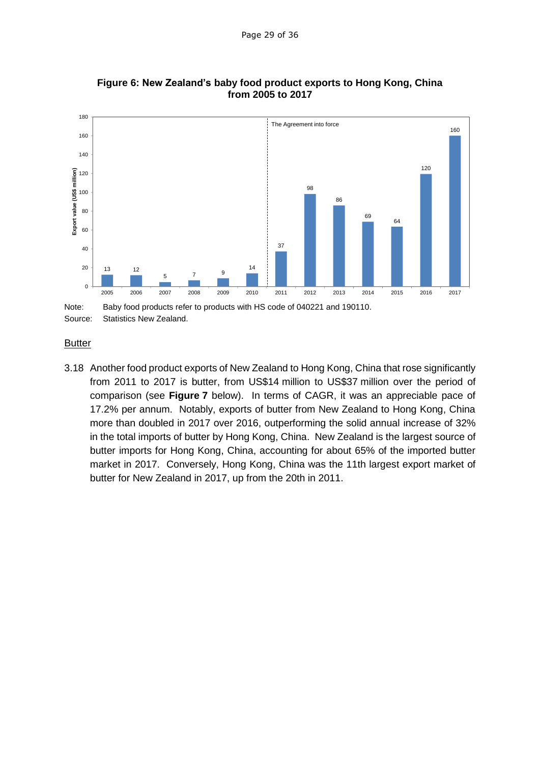**Figure 6: New Zealand's baby food product exports to Hong Kong, China from 2005 to 2017**

| Year | Export value (US$ million) |
| --- | --- |
| 2005 | 13 |
| 2006 | 12 |
| 2007 | 5 |
| 2008 | 7 |
| 2009 | 9 |
| 2010 | 14 |
| 2011 | 37 |
| 2012 | 98 |
| 2013 | 86 |
| 2014 | 69 |
| 2015 | 64 |
| 2016 | 120 |
| 2017 | 160 |

The Agreement into force (between 2010 and 2011)

Note: Baby food products refer to products with HS code of 040221 and 190110.
Source: Statistics New Zealand.

## Butter

3.18 Another food product exports of New Zealand to Hong Kong, China that rose significantly from 2011 to 2017 is butter, from US$14 million to US$37 million over the period of comparison (see **Figure 7** below). In terms of CAGR, it was an appreciable pace of 17.2% per annum. Notably, exports of butter from New Zealand to Hong Kong, China more than doubled in 2017 over 2016, outperforming the solid annual increase of 32% in the total imports of butter by Hong Kong, China. New Zealand is the largest source of butter imports for Hong Kong, China, accounting for about 65% of the imported butter market in 2017. Conversely, Hong Kong, China was the 11th largest export market of butter for New Zealand in 2017, up from the 20th in 2011.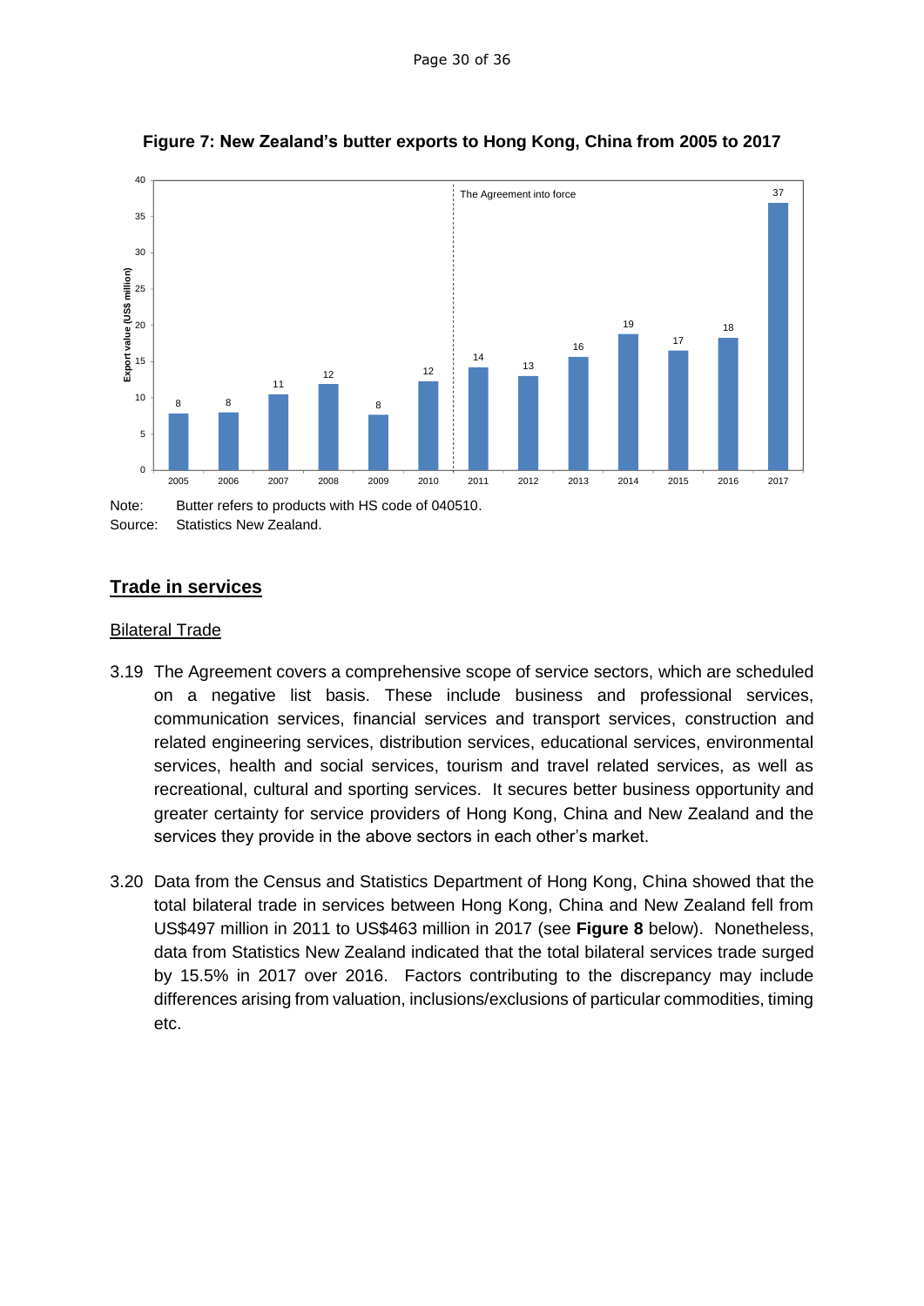**Figure 7: New Zealand's butter exports to Hong Kong, China from 2005 to 2017**

Note: Butter refers to products with HS code of 040510.
Source: Statistics New Zealand.

## Trade in services

### Bilateral Trade

3.19 The Agreement covers a comprehensive scope of service sectors, which are scheduled on a negative list basis. These include business and professional services, communication services, financial services and transport services, construction and related engineering services, distribution services, educational services, environmental services, health and social services, tourism and travel related services, as well as recreational, cultural and sporting services. It secures better business opportunity and greater certainty for service providers of Hong Kong, China and New Zealand and the services they provide in the above sectors in each other's market.

3.20 Data from the Census and Statistics Department of Hong Kong, China showed that the total bilateral trade in services between Hong Kong, China and New Zealand fell from US$497 million in 2011 to US$463 million in 2017 (see **Figure 8** below). Nonetheless, data from Statistics New Zealand indicated that the total bilateral services trade surged by 15.5% in 2017 over 2016. Factors contributing to the discrepancy may include differences arising from valuation, inclusions/exclusions of particular commodities, timing etc.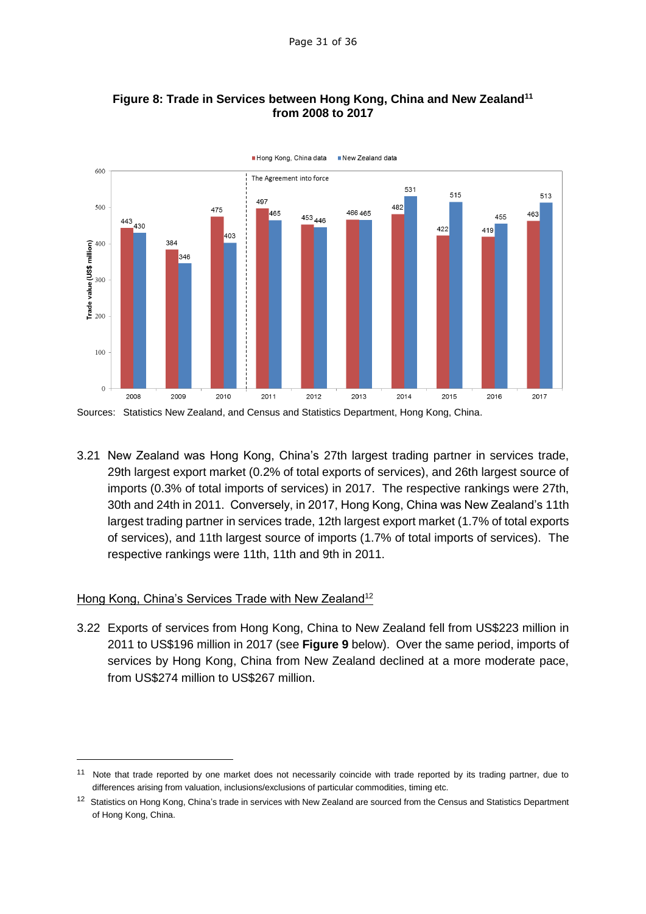**Figure 8: Trade in Services between Hong Kong, China and New Zealand[11] from 2008 to 2017**

| Year | Hong Kong, China data (US$ million) | New Zealand data (US$ million) |
|---|---|---|
| 2008 | 443 | 430 |
| 2009 | 384 | 346 |
| 2010 | 475 | 403 |
| 2011 | 497 | 465 |
| 2012 | 453 | 446 |
| 2013 | 466 | 465 |
| 2014 | 482 | 531 |
| 2015 | 422 | 515 |
| 2016 | 419 | 455 |
| 2017 | 463 | 513 |

Note: The Agreement into force between 2010 and 2011.

Sources: Statistics New Zealand, and Census and Statistics Department, Hong Kong, China.

3.21 New Zealand was Hong Kong, China's 27th largest trading partner in services trade, 29th largest export market (0.2% of total exports of services), and 26th largest source of imports (0.3% of total imports of services) in 2017. The respective rankings were 27th, 30th and 24th in 2011. Conversely, in 2017, Hong Kong, China was New Zealand's 11th largest trading partner in services trade, 12th largest export market (1.7% of total exports of services), and 11th largest source of imports (1.7% of total imports of services). The respective rankings were 11th, 11th and 9th in 2011.

<u>Hong Kong, China's Services Trade with New Zealand</u>[12]

3.22 Exports of services from Hong Kong, China to New Zealand fell from US$223 million in 2011 to US$196 million in 2017 (see **Figure 9** below). Over the same period, imports of services by Hong Kong, China from New Zealand declined at a more moderate pace, from US$274 million to US$267 million.

---

[11] Note that trade reported by one market does not necessarily coincide with trade reported by its trading partner, due to differences arising from valuation, inclusions/exclusions of particular commodities, timing etc.

[12] Statistics on Hong Kong, China's trade in services with New Zealand are sourced from the Census and Statistics Department of Hong Kong, China.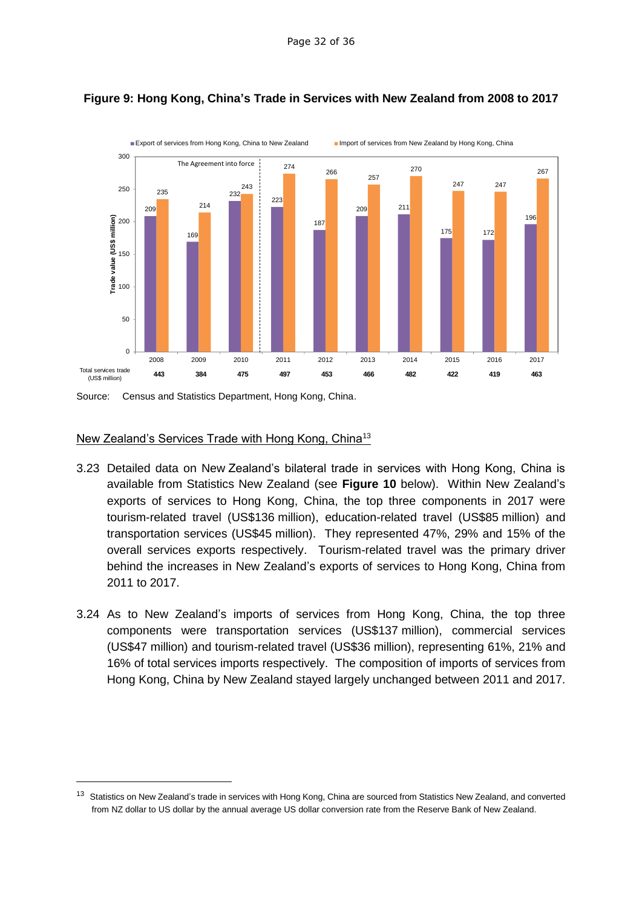**Figure 9: Hong Kong, China's Trade in Services with New Zealand from 2008 to 2017**

| Year | 2008 | 2009 | 2010 | 2011 | 2012 | 2013 | 2014 | 2015 | 2016 | 2017 |
|---|---|---|---|---|---|---|---|---|---|---|
| Export of services from Hong Kong, China to New Zealand | 209 | 169 | 232 | 223 | 187 | 209 | 211 | 175 | 172 | 196 |
| Import of services from New Zealand by Hong Kong, China | 235 | 214 | 243 | 274 | 266 | 257 | 270 | 247 | 247 | 267 |
| Total services trade (US$ million) | **443** | **384** | **475** | **497** | **453** | **466** | **482** | **422** | **419** | **463** |

Trade value (US$ million). The Agreement into force: between 2010 and 2011.

Source: Census and Statistics Department, Hong Kong, China.

## New Zealand's Services Trade with Hong Kong, China[13]

3.23 Detailed data on New Zealand's bilateral trade in services with Hong Kong, China is available from Statistics New Zealand (see **Figure 10** below). Within New Zealand's exports of services to Hong Kong, China, the top three components in 2017 were tourism-related travel (US$136 million), education-related travel (US$85 million) and transportation services (US$45 million). They represented 47%, 29% and 15% of the overall services exports respectively. Tourism-related travel was the primary driver behind the increases in New Zealand's exports of services to Hong Kong, China from 2011 to 2017.

3.24 As to New Zealand's imports of services from Hong Kong, China, the top three components were transportation services (US$137 million), commercial services (US$47 million) and tourism-related travel (US$36 million), representing 61%, 21% and 16% of total services imports respectively. The composition of imports of services from Hong Kong, China by New Zealand stayed largely unchanged between 2011 and 2017.

[13] Statistics on New Zealand's trade in services with Hong Kong, China are sourced from Statistics New Zealand, and converted from NZ dollar to US dollar by the annual average US dollar conversion rate from the Reserve Bank of New Zealand.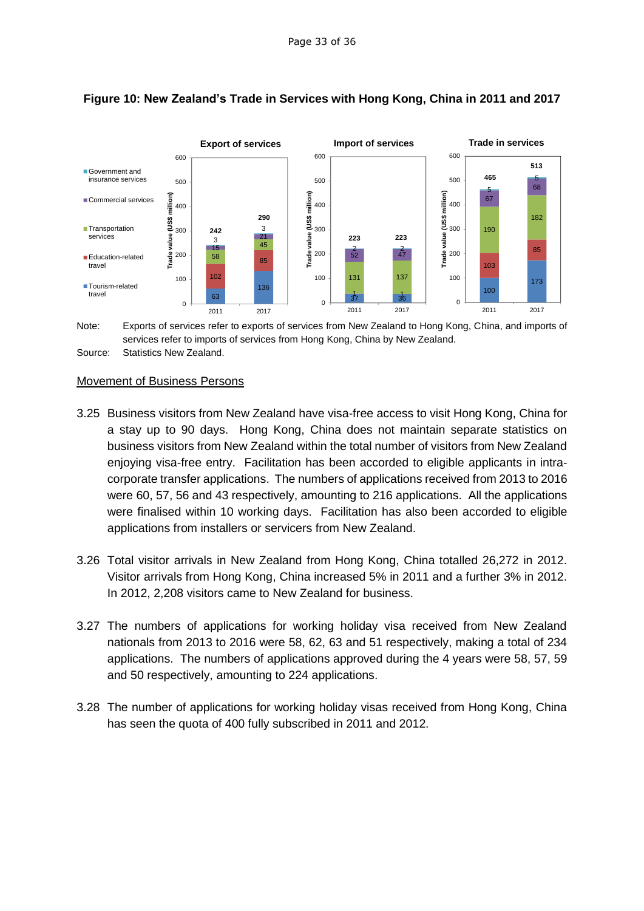**Figure 10: New Zealand's Trade in Services with Hong Kong, China in 2011 and 2017**

Note: Exports of services refer to exports of services from New Zealand to Hong Kong, China, and imports of services refer to imports of services from Hong Kong, China by New Zealand.

Source: Statistics New Zealand.

## Movement of Business Persons

3.25 Business visitors from New Zealand have visa-free access to visit Hong Kong, China for a stay up to 90 days. Hong Kong, China does not maintain separate statistics on business visitors from New Zealand within the total number of visitors from New Zealand enjoying visa-free entry. Facilitation has been accorded to eligible applicants in intra-corporate transfer applications. The numbers of applications received from 2013 to 2016 were 60, 57, 56 and 43 respectively, amounting to 216 applications. All the applications were finalised within 10 working days. Facilitation has also been accorded to eligible applications from installers or servicers from New Zealand.

3.26 Total visitor arrivals in New Zealand from Hong Kong, China totalled 26,272 in 2012. Visitor arrivals from Hong Kong, China increased 5% in 2011 and a further 3% in 2012. In 2012, 2,208 visitors came to New Zealand for business.

3.27 The numbers of applications for working holiday visa received from New Zealand nationals from 2013 to 2016 were 58, 62, 63 and 51 respectively, making a total of 234 applications. The numbers of applications approved during the 4 years were 58, 57, 59 and 50 respectively, amounting to 224 applications.

3.28 The number of applications for working holiday visas received from Hong Kong, China has seen the quota of 400 fully subscribed in 2011 and 2012.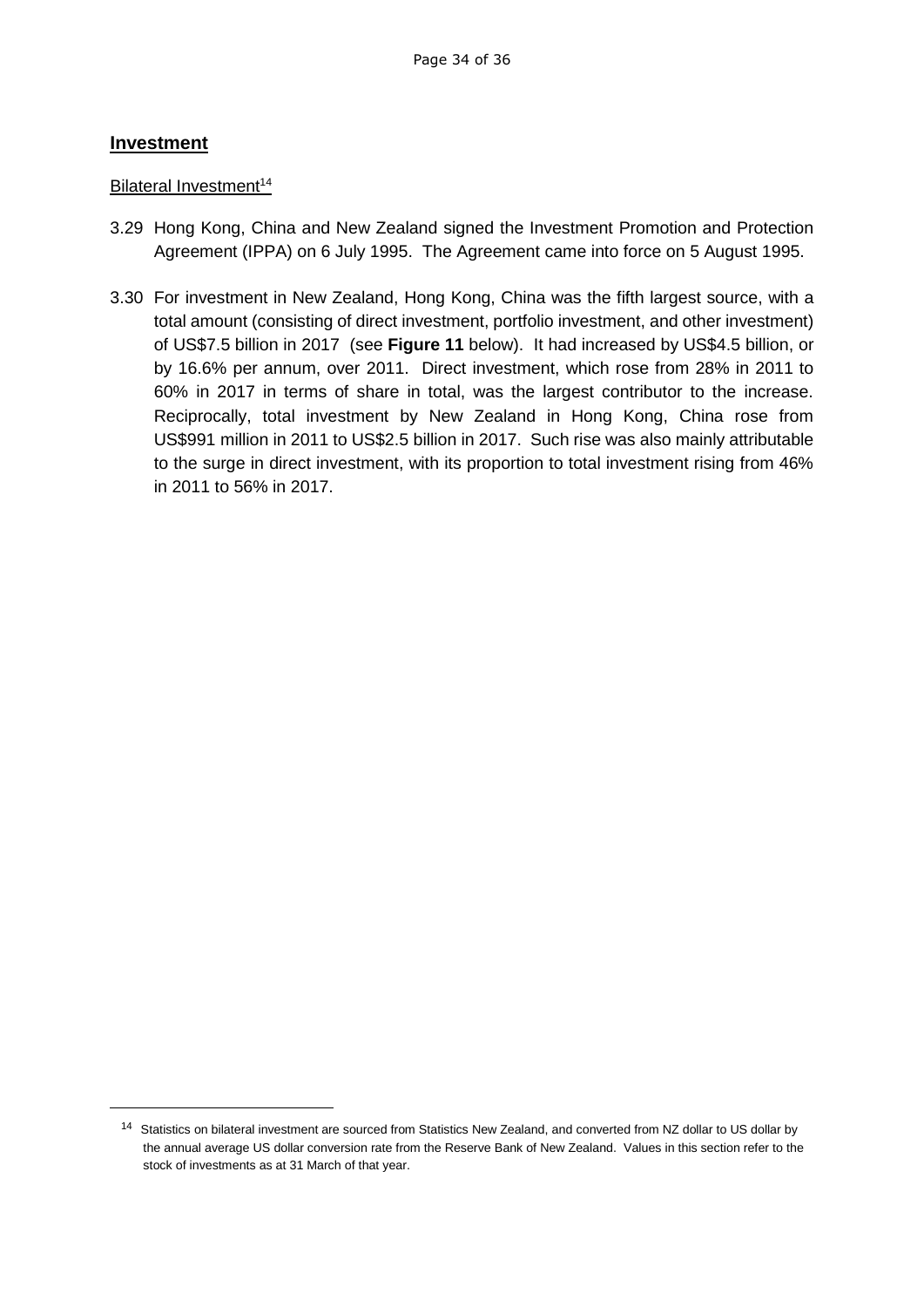## Investment

Bilateral Investment[14]

3.29 Hong Kong, China and New Zealand signed the Investment Promotion and Protection Agreement (IPPA) on 6 July 1995. The Agreement came into force on 5 August 1995.

3.30 For investment in New Zealand, Hong Kong, China was the fifth largest source, with a total amount (consisting of direct investment, portfolio investment, and other investment) of US$7.5 billion in 2017 (see **Figure 11** below). It had increased by US$4.5 billion, or by 16.6% per annum, over 2011. Direct investment, which rose from 28% in 2011 to 60% in 2017 in terms of share in total, was the largest contributor to the increase. Reciprocally, total investment by New Zealand in Hong Kong, China rose from US$991 million in 2011 to US$2.5 billion in 2017. Such rise was also mainly attributable to the surge in direct investment, with its proportion to total investment rising from 46% in 2011 to 56% in 2017.

---

[14] Statistics on bilateral investment are sourced from Statistics New Zealand, and converted from NZ dollar to US dollar by the annual average US dollar conversion rate from the Reserve Bank of New Zealand. Values in this section refer to the stock of investments as at 31 March of that year.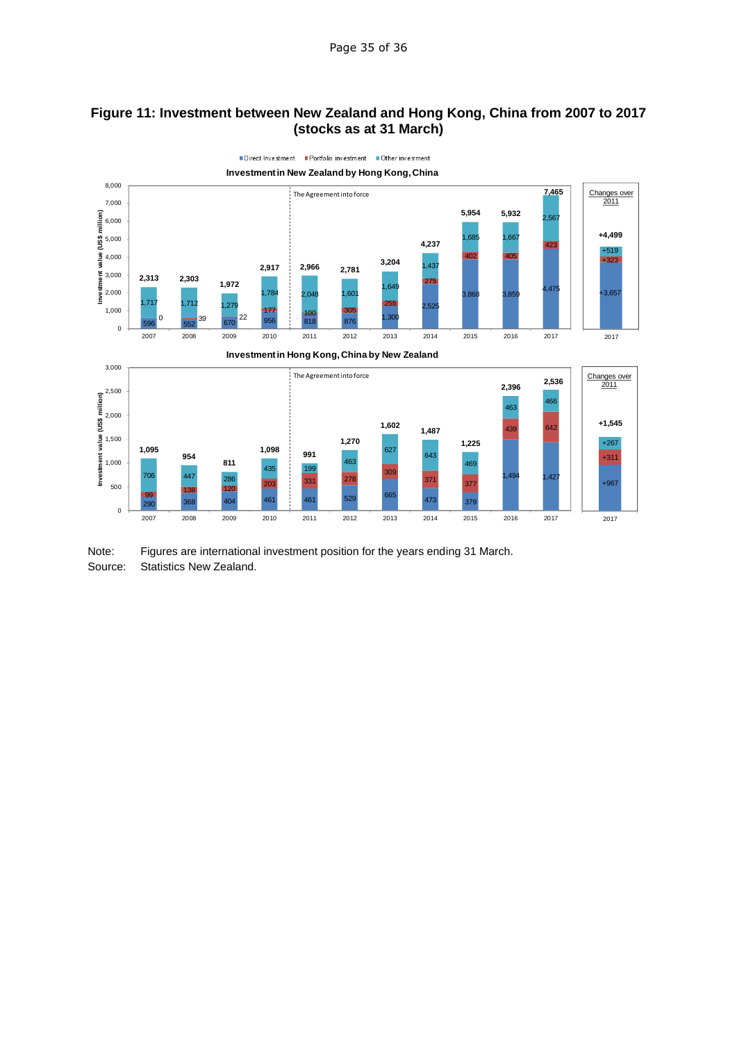**Figure 11: Investment between New Zealand and Hong Kong, China from 2007 to 2017 (stocks as at 31 March)**

**Investment in New Zealand by Hong Kong, China** (Investment value, US$ million)

| Year | Direct investment | Portfolio investment | Other investment | Total |
|---|---|---|---|---|
| 2007 | 596 | 0 | 1,717 | 2,313 |
| 2008 | 552 | 39 | 1,712 | 2,303 |
| 2009 | 670 | 22 | 1,279 | 1,972 |
| 2010 | 956 | 177 | 1,784 | 2,917 |
| 2011 | 818 | 100 | 2,048 | 2,966 |
| 2012 | 876 | 305 | 1,601 | 2,781 |
| 2013 | 1,300 | 255 | 1,649 | 3,204 |
| 2014 | 2,525 | 275 | 1,437 | 4,237 |
| 2015 | 3,868 | 402 | 1,685 | 5,954 |
| 2016 | 3,859 | 405 | 1,667 | 5,932 |
| 2017 | 4,475 | 423 | 2,567 | 7,465 |
| Changes over 2011 (2017) | +3,657 | +323 | +519 | +4,499 |

The Agreement into force (2011)

**Investment in Hong Kong, China by New Zealand** (Investment value, US$ million)

| Year | Direct investment | Portfolio investment | Other investment | Total |
|---|---|---|---|---|
| 2007 | 290 | 99 | 706 | 1,095 |
| 2008 | 368 | 138 | 447 | 954 |
| 2009 | 404 | 120 | 286 | 811 |
| 2010 | 461 | 203 | 435 | 1,098 |
| 2011 | 461 | 331 | 199 | 991 |
| 2012 | 529 | 278 | 463 | 1,270 |
| 2013 | 665 | 309 | 627 | 1,602 |
| 2014 | 473 | 371 | 643 | 1,487 |
| 2015 | 379 | 377 | 469 | 1,225 |
| 2016 | 1,494 | 439 | 463 | 2,396 |
| 2017 | 1,427 | 642 | 466 | 2,536 |
| Changes over 2011 (2017) | +967 | +311 | +267 | +1,545 |

The Agreement into force (2011)

Note: Figures are international investment position for the years ending 31 March.
Source: Statistics New Zealand.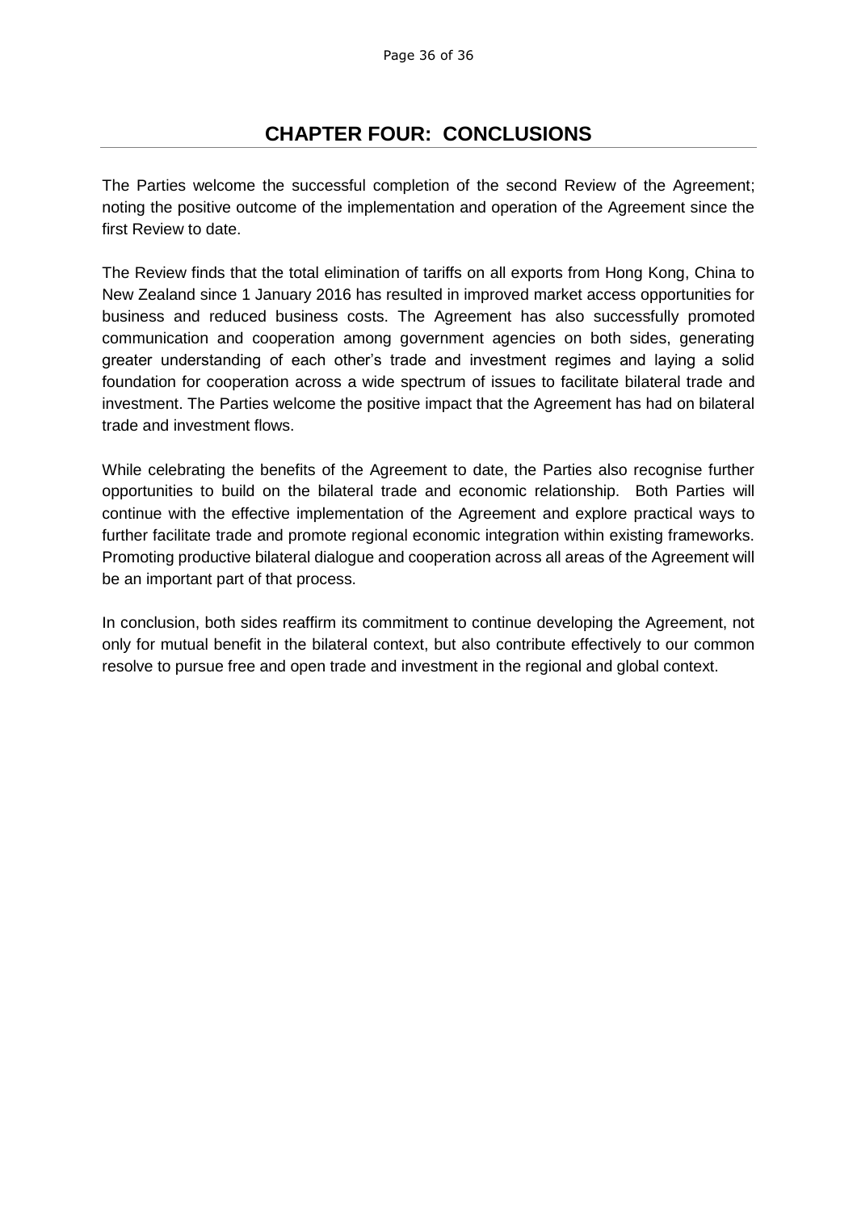# CHAPTER FOUR: CONCLUSIONS

The Parties welcome the successful completion of the second Review of the Agreement; noting the positive outcome of the implementation and operation of the Agreement since the first Review to date.

The Review finds that the total elimination of tariffs on all exports from Hong Kong, China to New Zealand since 1 January 2016 has resulted in improved market access opportunities for business and reduced business costs. The Agreement has also successfully promoted communication and cooperation among government agencies on both sides, generating greater understanding of each other's trade and investment regimes and laying a solid foundation for cooperation across a wide spectrum of issues to facilitate bilateral trade and investment. The Parties welcome the positive impact that the Agreement has had on bilateral trade and investment flows.

While celebrating the benefits of the Agreement to date, the Parties also recognise further opportunities to build on the bilateral trade and economic relationship. Both Parties will continue with the effective implementation of the Agreement and explore practical ways to further facilitate trade and promote regional economic integration within existing frameworks. Promoting productive bilateral dialogue and cooperation across all areas of the Agreement will be an important part of that process.

In conclusion, both sides reaffirm its commitment to continue developing the Agreement, not only for mutual benefit in the bilateral context, but also contribute effectively to our common resolve to pursue free and open trade and investment in the regional and global context.